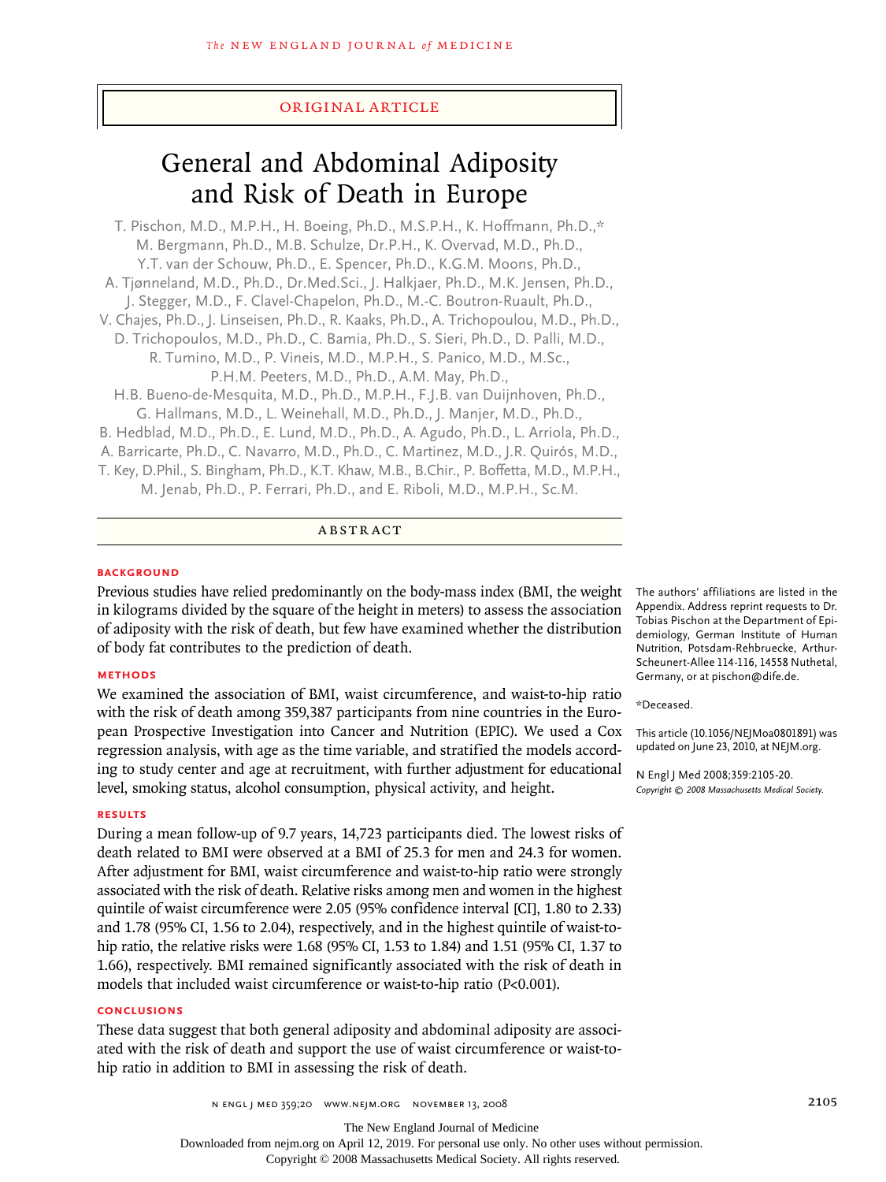ORIGINAL ARTICLE

# General and Abdominal Adiposity and Risk of Death in Europe

T. Pischon, M.D., M.P.H., H. Boeing, Ph.D., M.S.P.H., K. Hoffmann, Ph.D.,* M. Bergmann, Ph.D., M.B. Schulze, Dr.P.H., K. Overvad, M.D., Ph.D., Y.T. van der Schouw, Ph.D., E. Spencer, Ph.D., K.G.M. Moons, Ph.D., A. Tjønneland, M.D., Ph.D., Dr.Med.Sci., J. Halkjaer, Ph.D., M.K. Jensen, Ph.D., J. Stegger, M.D., F. Clavel-Chapelon, Ph.D., M.-C. Boutron-Ruault, Ph.D., V. Chajes, Ph.D., J. Linseisen, Ph.D., R. Kaaks, Ph.D., A. Trichopoulou, M.D., Ph.D., D. Trichopoulos, M.D., Ph.D., C. Bamia, Ph.D., S. Sieri, Ph.D., D. Palli, M.D., R. Tumino, M.D., P. Vineis, M.D., M.P.H., S. Panico, M.D., M.Sc., P.H.M. Peeters, M.D., Ph.D., A.M. May, Ph.D., H.B. Bueno-de-Mesquita, M.D., Ph.D., M.P.H., F.J.B. van Duijnhoven, Ph.D., G. Hallmans, M.D., L. Weinehall, M.D., Ph.D., J. Manjer, M.D., Ph.D., B. Hedblad, M.D., Ph.D., E. Lund, M.D., Ph.D., A. Agudo, Ph.D., L. Arriola, Ph.D., A. Barricarte, Ph.D., C. Navarro, M.D., Ph.D., C. Martinez, M.D., J.R. Quirós, M.D., T. Key, D.Phil., S. Bingham, Ph.D., K.T. Khaw, M.B., B.Chir., P. Boffetta, M.D., M.P.H., M. Jenab, Ph.D., P. Ferrari, Ph.D., and E. Riboli, M.D., M.P.H., Sc.M.

## ABSTRACT

### BACKGROUND

Previous studies have relied predominantly on the body-mass index (BMI, the weight in kilograms divided by the square of the height in meters) to assess the association of adiposity with the risk of death, but few have examined whether the distribution of body fat contributes to the prediction of death.

### METHODS

We examined the association of BMI, waist circumference, and waist-to-hip ratio with the risk of death among 359,387 participants from nine countries in the European Prospective Investigation into Cancer and Nutrition (EPIC). We used a Cox regression analysis, with age as the time variable, and stratified the models according to study center and age at recruitment, with further adjustment for educational level, smoking status, alcohol consumption, physical activity, and height.

### RESULTS

During a mean follow-up of 9.7 years, 14,723 participants died. The lowest risks of death related to BMI were observed at a BMI of 25.3 for men and 24.3 for women. After adjustment for BMI, waist circumference and waist-to-hip ratio were strongly associated with the risk of death. Relative risks among men and women in the highest quintile of waist circumference were 2.05 (95% confidence interval [CI], 1.80 to 2.33) and 1.78 (95% CI, 1.56 to 2.04), respectively, and in the highest quintile of waist-to-hip ratio, the relative risks were 1.68 (95% CI, 1.53 to 1.84) and 1.51 (95% CI, 1.37 to 1.66), respectively. BMI remained significantly associated with the risk of death in models that included waist circumference or waist-to-hip ratio ($P<0.001$).

### CONCLUSIONS

These data suggest that both general adiposity and abdominal adiposity are associated with the risk of death and support the use of waist circumference or waist-to-hip ratio in addition to BMI in assessing the risk of death.

The authors' affiliations are listed in the Appendix. Address reprint requests to Dr. Tobias Pischon at the Department of Epidemiology, German Institute of Human Nutrition, Potsdam-Rehbruecke, Arthur-Scheunert-Allee 114-116, 14558 Nuthetal, Germany, or at pischon@dife.de.

*Deceased.

This article (10.1056/NEJMoa0801891) was updated on June 23, 2010, at NEJM.org.

N Engl J Med 2008;359:2105-20.
*Copyright © 2008 Massachusetts Medical Society.*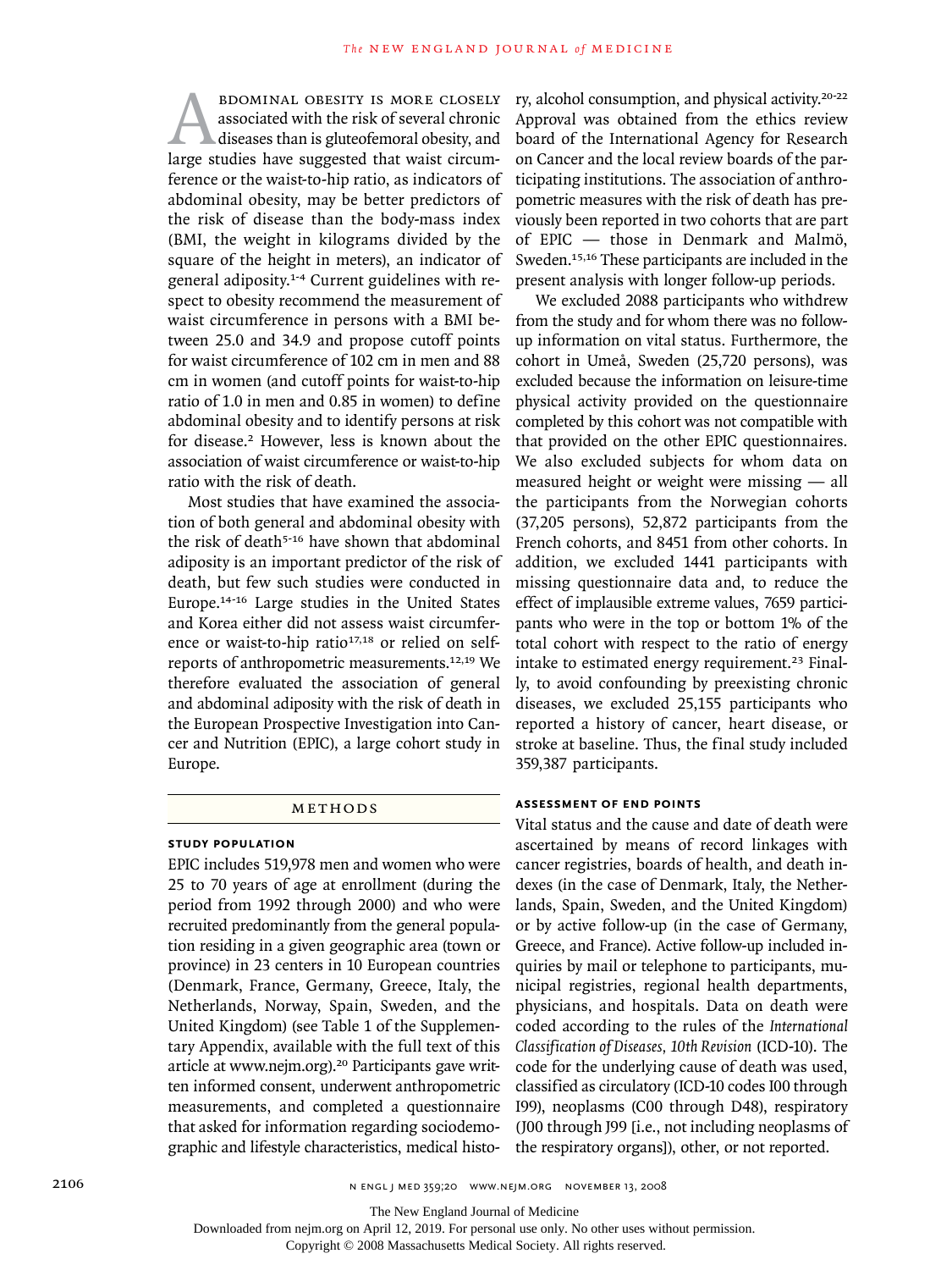Abdominal obesity is more closely associated with the risk of several chronic diseases than is gluteofemoral obesity, and large studies have suggested that waist circumference or the waist-to-hip ratio, as indicators of abdominal obesity, may be better predictors of the risk of disease than the body-mass index (BMI, the weight in kilograms divided by the square of the height in meters), an indicator of general adiposity.[1-4] Current guidelines with respect to obesity recommend the measurement of waist circumference in persons with a BMI between 25.0 and 34.9 and propose cutoff points for waist circumference of 102 cm in men and 88 cm in women (and cutoff points for waist-to-hip ratio of 1.0 in men and 0.85 in women) to define abdominal obesity and to identify persons at risk for disease.[2] However, less is known about the association of waist circumference or waist-to-hip ratio with the risk of death.

Most studies that have examined the association of both general and abdominal obesity with the risk of death[5-16] have shown that abdominal adiposity is an important predictor of the risk of death, but few such studies were conducted in Europe.[14-16] Large studies in the United States and Korea either did not assess waist circumference or waist-to-hip ratio[17,18] or relied on self-reports of anthropometric measurements.[12,19] We therefore evaluated the association of general and abdominal adiposity with the risk of death in the European Prospective Investigation into Cancer and Nutrition (EPIC), a large cohort study in Europe.

## Methods

### Study Population

EPIC includes 519,978 men and women who were 25 to 70 years of age at enrollment (during the period from 1992 through 2000) and who were recruited predominantly from the general population residing in a given geographic area (town or province) in 23 centers in 10 European countries (Denmark, France, Germany, Greece, Italy, the Netherlands, Norway, Spain, Sweden, and the United Kingdom) (see Table 1 of the Supplementary Appendix, available with the full text of this article at www.nejm.org).[20] Participants gave written informed consent, underwent anthropometric measurements, and completed a questionnaire that asked for information regarding sociodemographic and lifestyle characteristics, medical history, alcohol consumption, and physical activity.[20-22] Approval was obtained from the ethics review board of the International Agency for Research on Cancer and the local review boards of the participating institutions. The association of anthropometric measures with the risk of death has previously been reported in two cohorts that are part of EPIC — those in Denmark and Malmö, Sweden.[15,16] These participants are included in the present analysis with longer follow-up periods.

We excluded 2088 participants who withdrew from the study and for whom there was no follow-up information on vital status. Furthermore, the cohort in Umeå, Sweden (25,720 persons), was excluded because the information on leisure-time physical activity provided on the questionnaire completed by this cohort was not compatible with that provided on the other EPIC questionnaires. We also excluded subjects for whom data on measured height or weight were missing — all the participants from the Norwegian cohorts (37,205 persons), 52,872 participants from the French cohorts, and 8451 from other cohorts. In addition, we excluded 1441 participants with missing questionnaire data and, to reduce the effect of implausible extreme values, 7659 participants who were in the top or bottom 1% of the total cohort with respect to the ratio of energy intake to estimated energy requirement.[23] Finally, to avoid confounding by preexisting chronic diseases, we excluded 25,155 participants who reported a history of cancer, heart disease, or stroke at baseline. Thus, the final study included 359,387 participants.

### Assessment of End Points

Vital status and the cause and date of death were ascertained by means of record linkages with cancer registries, boards of health, and death indexes (in the case of Denmark, Italy, the Netherlands, Spain, Sweden, and the United Kingdom) or by active follow-up (in the case of Germany, Greece, and France). Active follow-up included inquiries by mail or telephone to participants, municipal registries, regional health departments, physicians, and hospitals. Data on death were coded according to the rules of the *International Classification of Diseases, 10th Revision* (ICD-10). The code for the underlying cause of death was used, classified as circulatory (ICD-10 codes I00 through I99), neoplasms (C00 through D48), respiratory (J00 through J99 [i.e., not including neoplasms of the respiratory organs]), other, or not reported.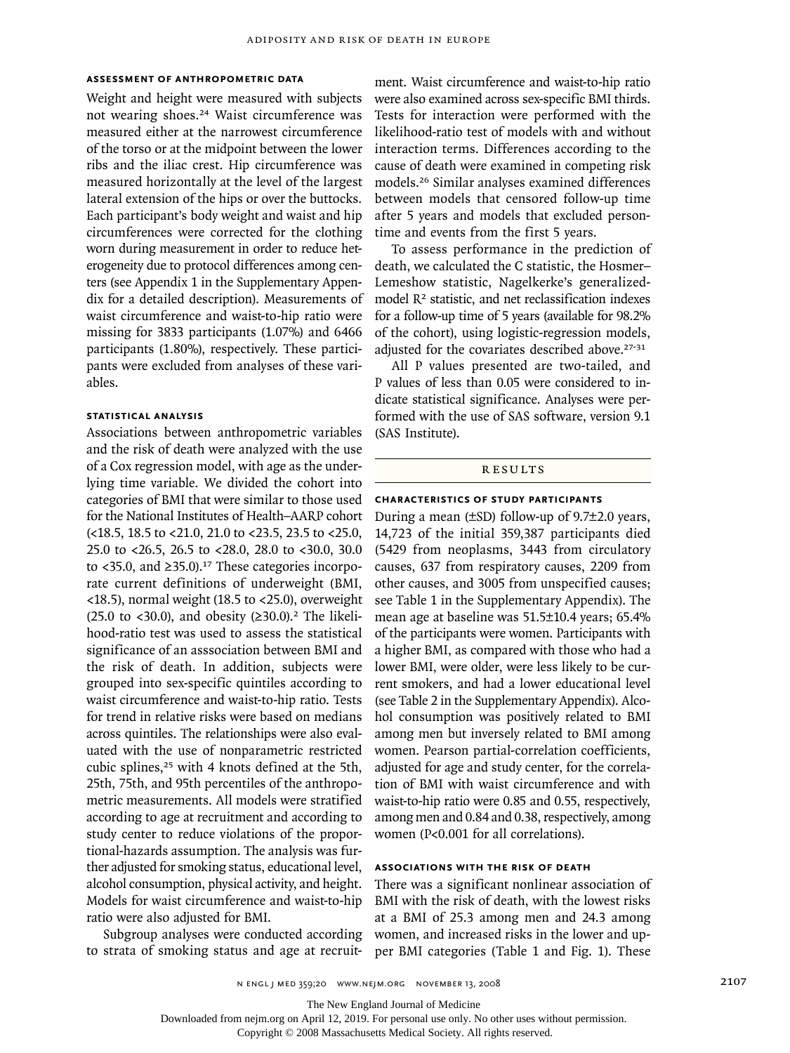### Assessment of Anthropometric Data

Weight and height were measured with subjects not wearing shoes.[24] Waist circumference was measured either at the narrowest circumference of the torso or at the midpoint between the lower ribs and the iliac crest. Hip circumference was measured horizontally at the level of the largest lateral extension of the hips or over the buttocks. Each participant's body weight and waist and hip circumferences were corrected for the clothing worn during measurement in order to reduce heterogeneity due to protocol differences among centers (see Appendix 1 in the Supplementary Appendix for a detailed description). Measurements of waist circumference and waist-to-hip ratio were missing for 3833 participants (1.07%) and 6466 participants (1.80%), respectively. These participants were excluded from analyses of these variables.

### Statistical Analysis

Associations between anthropometric variables and the risk of death were analyzed with the use of a Cox regression model, with age as the underlying time variable. We divided the cohort into categories of BMI that were similar to those used for the National Institutes of Health–AARP cohort (<18.5, 18.5 to <21.0, 21.0 to <23.5, 23.5 to <25.0, 25.0 to <26.5, 26.5 to <28.0, 28.0 to <30.0, 30.0 to <35.0, and ≥35.0).[17] These categories incorporate current definitions of underweight (BMI, <18.5), normal weight (18.5 to <25.0), overweight (25.0 to <30.0), and obesity (≥30.0).[2] The likelihood-ratio test was used to assess the statistical significance of an asssociation between BMI and the risk of death. In addition, subjects were grouped into sex-specific quintiles according to waist circumference and waist-to-hip ratio. Tests for trend in relative risks were based on medians across quintiles. The relationships were also evaluated with the use of nonparametric restricted cubic splines,[25] with 4 knots defined at the 5th, 25th, 75th, and 95th percentiles of the anthropometric measurements. All models were stratified according to age at recruitment and according to study center to reduce violations of the proportional-hazards assumption. The analysis was further adjusted for smoking status, educational level, alcohol consumption, physical activity, and height. Models for waist circumference and waist-to-hip ratio were also adjusted for BMI.

Subgroup analyses were conducted according to strata of smoking status and age at recruitment. Waist circumference and waist-to-hip ratio were also examined across sex-specific BMI thirds. Tests for interaction were performed with the likelihood-ratio test of models with and without interaction terms. Differences according to the cause of death were examined in competing risk models.[26] Similar analyses examined differences between models that censored follow-up time after 5 years and models that excluded person-time and events from the first 5 years.

To assess performance in the prediction of death, we calculated the C statistic, the Hosmer–Lemeshow statistic, Nagelkerke's generalized-model $R^2$ statistic, and net reclassification indexes for a follow-up time of 5 years (available for 98.2% of the cohort), using logistic-regression models, adjusted for the covariates described above.[27-31]

All P values presented are two-tailed, and P values of less than 0.05 were considered to indicate statistical significance. Analyses were performed with the use of SAS software, version 9.1 (SAS Institute).

## Results

### Characteristics of Study Participants

During a mean (±SD) follow-up of 9.7±2.0 years, 14,723 of the initial 359,387 participants died (5429 from neoplasms, 3443 from circulatory causes, 637 from respiratory causes, 2209 from other causes, and 3005 from unspecified causes; see Table 1 in the Supplementary Appendix). The mean age at baseline was 51.5±10.4 years; 65.4% of the participants were women. Participants with a higher BMI, as compared with those who had a lower BMI, were older, were less likely to be current smokers, and had a lower educational level (see Table 2 in the Supplementary Appendix). Alcohol consumption was positively related to BMI among men but inversely related to BMI among women. Pearson partial-correlation coefficients, adjusted for age and study center, for the correlation of BMI with waist circumference and with waist-to-hip ratio were 0.85 and 0.55, respectively, among men and 0.84 and 0.38, respectively, among women ($P<0.001$ for all correlations).

### Associations with the Risk of Death

There was a significant nonlinear association of BMI with the risk of death, with the lowest risks at a BMI of 25.3 among men and 24.3 among women, and increased risks in the lower and upper BMI categories (Table 1 and Fig. 1). These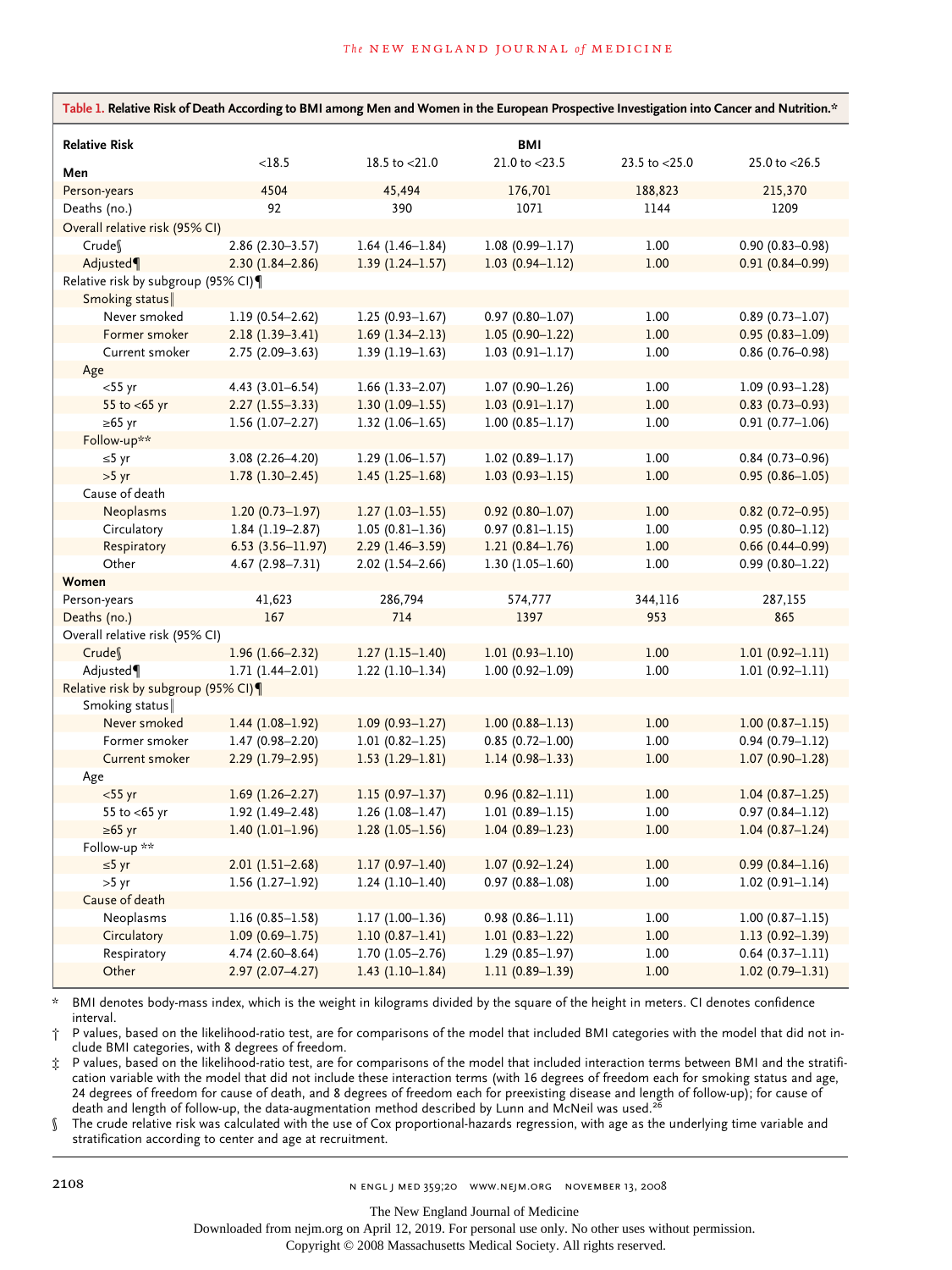**Table 1. Relative Risk of Death According to BMI among Men and Women in the European Prospective Investigation into Cancer and Nutrition.***

| Relative Risk | BMI | | | | |
|---|---|---|---|---|---|
| | <18.5 | 18.5 to <21.0 | 21.0 to <23.5 | 23.5 to <25.0 | 25.0 to <26.5 |
| **Men** | | | | | |
| Person-years | 4504 | 45,494 | 176,701 | 188,823 | 215,370 |
| Deaths (no.) | 92 | 390 | 1071 | 1144 | 1209 |
| Overall relative risk (95% CI) | | | | | |
| Crude§ | 2.86 (2.30–3.57) | 1.64 (1.46–1.84) | 1.08 (0.99–1.17) | 1.00 | 0.90 (0.83–0.98) |
| Adjusted¶ | 2.30 (1.84–2.86) | 1.39 (1.24–1.57) | 1.03 (0.94–1.12) | 1.00 | 0.91 (0.84–0.99) |
| Relative risk by subgroup (95% CI)¶ | | | | | |
| Smoking status‖ | | | | | |
| Never smoked | 1.19 (0.54–2.62) | 1.25 (0.93–1.67) | 0.97 (0.80–1.07) | 1.00 | 0.89 (0.73–1.07) |
| Former smoker | 2.18 (1.39–3.41) | 1.69 (1.34–2.13) | 1.05 (0.90–1.22) | 1.00 | 0.95 (0.83–1.09) |
| Current smoker | 2.75 (2.09–3.63) | 1.39 (1.19–1.63) | 1.03 (0.91–1.17) | 1.00 | 0.86 (0.76–0.98) |
| Age | | | | | |
| <55 yr | 4.43 (3.01–6.54) | 1.66 (1.33–2.07) | 1.07 (0.90–1.26) | 1.00 | 1.09 (0.93–1.28) |
| 55 to <65 yr | 2.27 (1.55–3.33) | 1.30 (1.09–1.55) | 1.03 (0.91–1.17) | 1.00 | 0.83 (0.73–0.93) |
| ≥65 yr | 1.56 (1.07–2.27) | 1.32 (1.06–1.65) | 1.00 (0.85–1.17) | 1.00 | 0.91 (0.77–1.06) |
| Follow-up** | | | | | |
| ≤5 yr | 3.08 (2.26–4.20) | 1.29 (1.06–1.57) | 1.02 (0.89–1.17) | 1.00 | 0.84 (0.73–0.96) |
| >5 yr | 1.78 (1.30–2.45) | 1.45 (1.25–1.68) | 1.03 (0.93–1.15) | 1.00 | 0.95 (0.86–1.05) |
| Cause of death | | | | | |
| Neoplasms | 1.20 (0.73–1.97) | 1.27 (1.03–1.55) | 0.92 (0.80–1.07) | 1.00 | 0.82 (0.72–0.95) |
| Circulatory | 1.84 (1.19–2.87) | 1.05 (0.81–1.36) | 0.97 (0.81–1.15) | 1.00 | 0.95 (0.80–1.12) |
| Respiratory | 6.53 (3.56–11.97) | 2.29 (1.46–3.59) | 1.21 (0.84–1.76) | 1.00 | 0.66 (0.44–0.99) |
| Other | 4.67 (2.98–7.31) | 2.02 (1.54–2.66) | 1.30 (1.05–1.60) | 1.00 | 0.99 (0.80–1.22) |
| **Women** | | | | | |
| Person-years | 41,623 | 286,794 | 574,777 | 344,116 | 287,155 |
| Deaths (no.) | 167 | 714 | 1397 | 953 | 865 |
| Overall relative risk (95% CI) | | | | | |
| Crude§ | 1.96 (1.66–2.32) | 1.27 (1.15–1.40) | 1.01 (0.93–1.10) | 1.00 | 1.01 (0.92–1.11) |
| Adjusted¶ | 1.71 (1.44–2.01) | 1.22 (1.10–1.34) | 1.00 (0.92–1.09) | 1.00 | 1.01 (0.92–1.11) |
| Relative risk by subgroup (95% CI)¶ | | | | | |
| Smoking status‖ | | | | | |
| Never smoked | 1.44 (1.08–1.92) | 1.09 (0.93–1.27) | 1.00 (0.88–1.13) | 1.00 | 1.00 (0.87–1.15) |
| Former smoker | 1.47 (0.98–2.20) | 1.01 (0.82–1.25) | 0.85 (0.72–1.00) | 1.00 | 0.94 (0.79–1.12) |
| Current smoker | 2.29 (1.79–2.95) | 1.53 (1.29–1.81) | 1.14 (0.98–1.33) | 1.00 | 1.07 (0.90–1.28) |
| Age | | | | | |
| <55 yr | 1.69 (1.26–2.27) | 1.15 (0.97–1.37) | 0.96 (0.82–1.11) | 1.00 | 1.04 (0.87–1.25) |
| 55 to <65 yr | 1.92 (1.49–2.48) | 1.26 (1.08–1.47) | 1.01 (0.89–1.15) | 1.00 | 0.97 (0.84–1.12) |
| ≥65 yr | 1.40 (1.01–1.96) | 1.28 (1.05–1.56) | 1.04 (0.89–1.23) | 1.00 | 1.04 (0.87–1.24) |
| Follow-up ** | | | | | |
| ≤5 yr | 2.01 (1.51–2.68) | 1.17 (0.97–1.40) | 1.07 (0.92–1.24) | 1.00 | 0.99 (0.84–1.16) |
| >5 yr | 1.56 (1.27–1.92) | 1.24 (1.10–1.40) | 0.97 (0.88–1.08) | 1.00 | 1.02 (0.91–1.14) |
| Cause of death | | | | | |
| Neoplasms | 1.16 (0.85–1.58) | 1.17 (1.00–1.36) | 0.98 (0.86–1.11) | 1.00 | 1.00 (0.87–1.15) |
| Circulatory | 1.09 (0.69–1.75) | 1.10 (0.87–1.41) | 1.01 (0.83–1.22) | 1.00 | 1.13 (0.92–1.39) |
| Respiratory | 4.74 (2.60–8.64) | 1.70 (1.05–2.76) | 1.29 (0.85–1.97) | 1.00 | 0.64 (0.37–1.11) |
| Other | 2.97 (2.07–4.27) | 1.43 (1.10–1.84) | 1.11 (0.89–1.39) | 1.00 | 1.02 (0.79–1.31) |

\* BMI denotes body-mass index, which is the weight in kilograms divided by the square of the height in meters. CI denotes confidence interval.

† P values, based on the likelihood-ratio test, are for comparisons of the model that included BMI categories with the model that did not include BMI categories, with 8 degrees of freedom.

‡ P values, based on the likelihood-ratio test, are for comparisons of the model that included interaction terms between BMI and the stratification variable with the model that did not include these interaction terms (with 16 degrees of freedom each for smoking status and age, 24 degrees of freedom for cause of death, and 8 degrees of freedom each for preexisting disease and length of follow-up); for cause of death and length of follow-up, the data-augmentation method described by Lunn and McNeil was used.[26]

§ The crude relative risk was calculated with the use of Cox proportional-hazards regression, with age as the underlying time variable and stratification according to center and age at recruitment.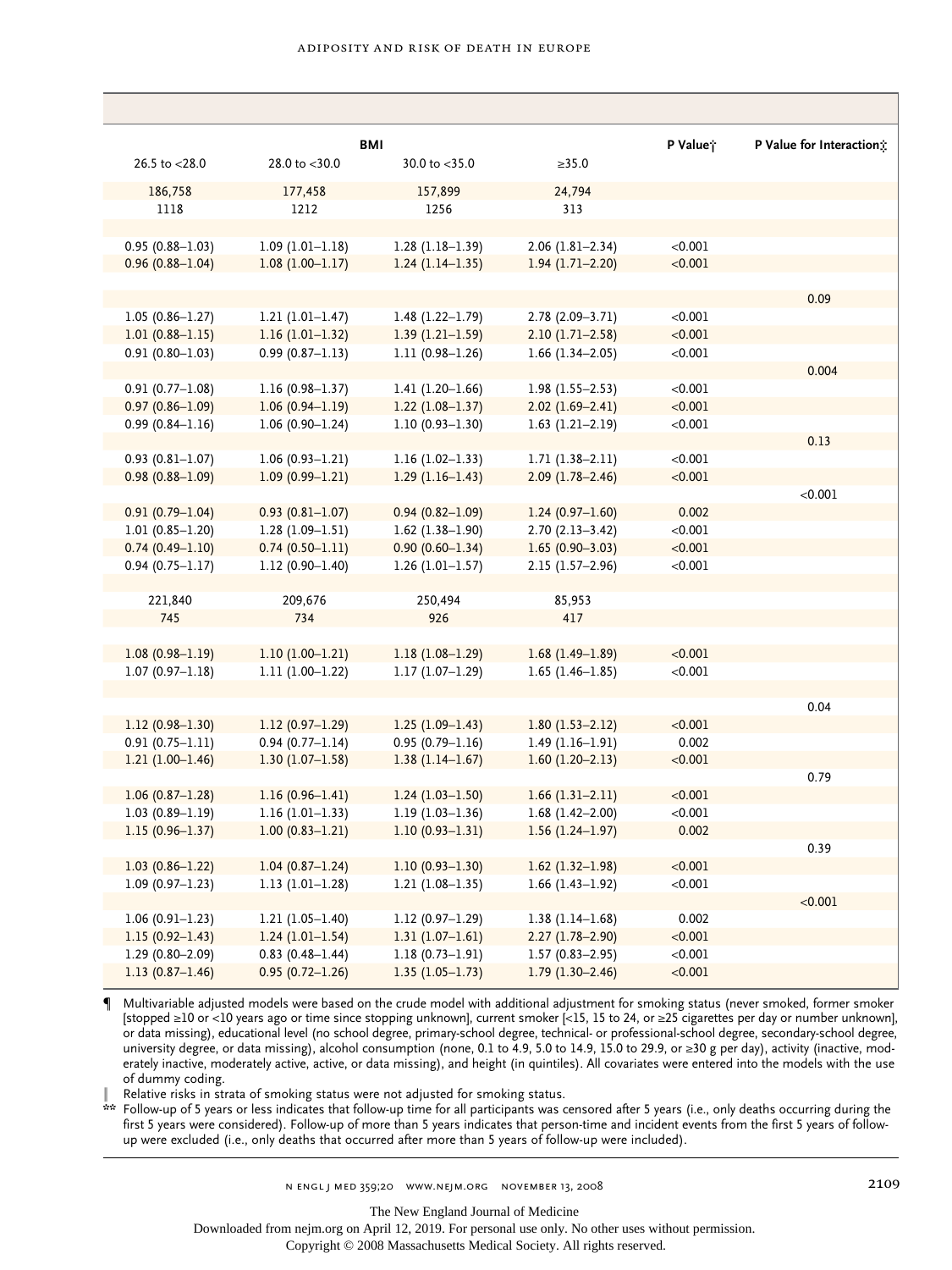| BMI | | | | P Value† | P Value for Interaction‡ |
|---|---|---|---|---|---|
| 26.5 to <28.0 | 28.0 to <30.0 | 30.0 to <35.0 | ≥35.0 | | |
| 186,758 | 177,458 | 157,899 | 24,794 | | |
| 1118 | 1212 | 1256 | 313 | | |
| | | | | | |
| 0.95 (0.88–1.03) | 1.09 (1.01–1.18) | 1.28 (1.18–1.39) | 2.06 (1.81–2.34) | <0.001 | |
| 0.96 (0.88–1.04) | 1.08 (1.00–1.17) | 1.24 (1.14–1.35) | 1.94 (1.71–2.20) | <0.001 | |
| | | | | | |
| | | | | | 0.09 |
| 1.05 (0.86–1.27) | 1.21 (1.01–1.47) | 1.48 (1.22–1.79) | 2.78 (2.09–3.71) | <0.001 | |
| 1.01 (0.88–1.15) | 1.16 (1.01–1.32) | 1.39 (1.21–1.59) | 2.10 (1.71–2.58) | <0.001 | |
| 0.91 (0.80–1.03) | 0.99 (0.87–1.13) | 1.11 (0.98–1.26) | 1.66 (1.34–2.05) | <0.001 | |
| | | | | | 0.004 |
| 0.91 (0.77–1.08) | 1.16 (0.98–1.37) | 1.41 (1.20–1.66) | 1.98 (1.55–2.53) | <0.001 | |
| 0.97 (0.86–1.09) | 1.06 (0.94–1.19) | 1.22 (1.08–1.37) | 2.02 (1.69–2.41) | <0.001 | |
| 0.99 (0.84–1.16) | 1.06 (0.90–1.24) | 1.10 (0.93–1.30) | 1.63 (1.21–2.19) | <0.001 | |
| | | | | | 0.13 |
| 0.93 (0.81–1.07) | 1.06 (0.93–1.21) | 1.16 (1.02–1.33) | 1.71 (1.38–2.11) | <0.001 | |
| 0.98 (0.88–1.09) | 1.09 (0.99–1.21) | 1.29 (1.16–1.43) | 2.09 (1.78–2.46) | <0.001 | |
| | | | | | <0.001 |
| 0.91 (0.79–1.04) | 0.93 (0.81–1.07) | 0.94 (0.82–1.09) | 1.24 (0.97–1.60) | 0.002 | |
| 1.01 (0.85–1.20) | 1.28 (1.09–1.51) | 1.62 (1.38–1.90) | 2.70 (2.13–3.42) | <0.001 | |
| 0.74 (0.49–1.10) | 0.74 (0.50–1.11) | 0.90 (0.60–1.34) | 1.65 (0.90–3.03) | <0.001 | |
| 0.94 (0.75–1.17) | 1.12 (0.90–1.40) | 1.26 (1.01–1.57) | 2.15 (1.57–2.96) | <0.001 | |
| | | | | | |
| 221,840 | 209,676 | 250,494 | 85,953 | | |
| 745 | 734 | 926 | 417 | | |
| | | | | | |
| 1.08 (0.98–1.19) | 1.10 (1.00–1.21) | 1.18 (1.08–1.29) | 1.68 (1.49–1.89) | <0.001 | |
| 1.07 (0.97–1.18) | 1.11 (1.00–1.22) | 1.17 (1.07–1.29) | 1.65 (1.46–1.85) | <0.001 | |
| | | | | | |
| | | | | | 0.04 |
| 1.12 (0.98–1.30) | 1.12 (0.97–1.29) | 1.25 (1.09–1.43) | 1.80 (1.53–2.12) | <0.001 | |
| 0.91 (0.75–1.11) | 0.94 (0.77–1.14) | 0.95 (0.79–1.16) | 1.49 (1.16–1.91) | 0.002 | |
| 1.21 (1.00–1.46) | 1.30 (1.07–1.58) | 1.38 (1.14–1.67) | 1.60 (1.20–2.13) | <0.001 | |
| | | | | | 0.79 |
| 1.06 (0.87–1.28) | 1.16 (0.96–1.41) | 1.24 (1.03–1.50) | 1.66 (1.31–2.11) | <0.001 | |
| 1.03 (0.89–1.19) | 1.16 (1.01–1.33) | 1.19 (1.03–1.36) | 1.68 (1.42–2.00) | <0.001 | |
| 1.15 (0.96–1.37) | 1.00 (0.83–1.21) | 1.10 (0.93–1.31) | 1.56 (1.24–1.97) | 0.002 | |
| | | | | | 0.39 |
| 1.03 (0.86–1.22) | 1.04 (0.87–1.24) | 1.10 (0.93–1.30) | 1.62 (1.32–1.98) | <0.001 | |
| 1.09 (0.97–1.23) | 1.13 (1.01–1.28) | 1.21 (1.08–1.35) | 1.66 (1.43–1.92) | <0.001 | |
| | | | | | <0.001 |
| 1.06 (0.91–1.23) | 1.21 (1.05–1.40) | 1.12 (0.97–1.29) | 1.38 (1.14–1.68) | 0.002 | |
| 1.15 (0.92–1.43) | 1.24 (1.01–1.54) | 1.31 (1.07–1.61) | 2.27 (1.78–2.90) | <0.001 | |
| 1.29 (0.80–2.09) | 0.83 (0.48–1.44) | 1.18 (0.73–1.91) | 1.57 (0.83–2.95) | <0.001 | |
| 1.13 (0.87–1.46) | 0.95 (0.72–1.26) | 1.35 (1.05–1.73) | 1.79 (1.30–2.46) | <0.001 | |

¶ Multivariable adjusted models were based on the crude model with additional adjustment for smoking status (never smoked, former smoker [stopped ≥10 or <10 years ago or time since stopping unknown], current smoker [<15, 15 to 24, or ≥25 cigarettes per day or number unknown], or data missing), educational level (no school degree, primary-school degree, technical- or professional-school degree, secondary-school degree, university degree, or data missing), alcohol consumption (none, 0.1 to 4.9, 5.0 to 14.9, 15.0 to 29.9, or ≥30 g per day), activity (inactive, moderately inactive, moderately active, active, or data missing), and height (in quintiles). All covariates were entered into the models with the use of dummy coding.

‖ Relative risks in strata of smoking status were not adjusted for smoking status.

** Follow-up of 5 years or less indicates that follow-up time for all participants was censored after 5 years (i.e., only deaths occurring during the first 5 years were considered). Follow-up of more than 5 years indicates that person-time and incident events from the first 5 years of follow-up were excluded (i.e., only deaths that occurred after more than 5 years of follow-up were included).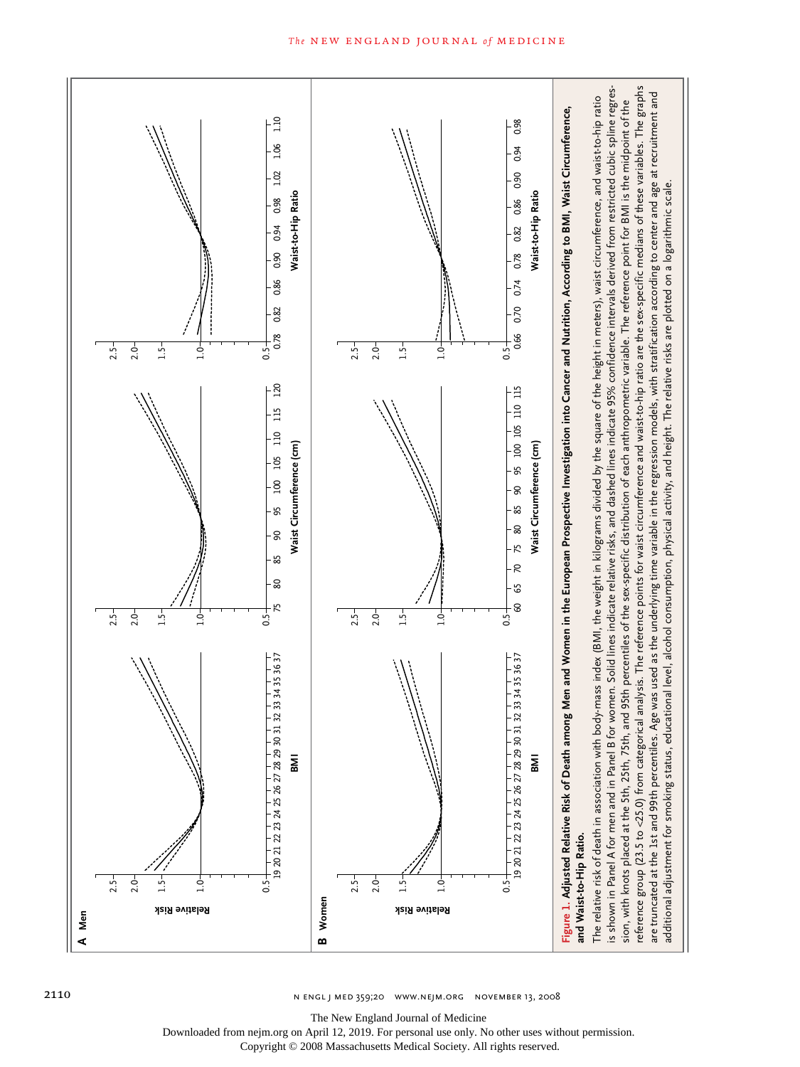**Figure 1. Adjusted Relative Risk of Death among Men and Women in the European Prospective Investigation into Cancer and Nutrition, According to BMI, Waist Circumference, and Waist-to-Hip Ratio.**

The relative risk of death in association with body-mass index (BMI, the weight in kilograms divided by the square of the height in meters), waist circumference, and waist-to-hip ratio is shown in Panel A for men and in Panel B for women. Solid lines indicate relative risks, and dashed lines indicate 95% confidence intervals derived from restricted cubic spline regression, with knots placed at the 5th, 25th, 75th, and 95th percentiles of the sex-specific distribution of each anthropometric variable. The reference point for BMI is the midpoint of the reference group (23.5 to <25.0) from categorical analysis. The reference points for waist circumference and waist-to-hip ratio are the sex-specific medians of these variables. The graphs are truncated at the 1st and 99th percentiles. Age was used as the underlying time variable in the regression models, with stratification according to center and age at recruitment and additional adjustment for smoking status, educational level, alcohol consumption, physical activity, and height. The relative risks are plotted on a logarithmic scale.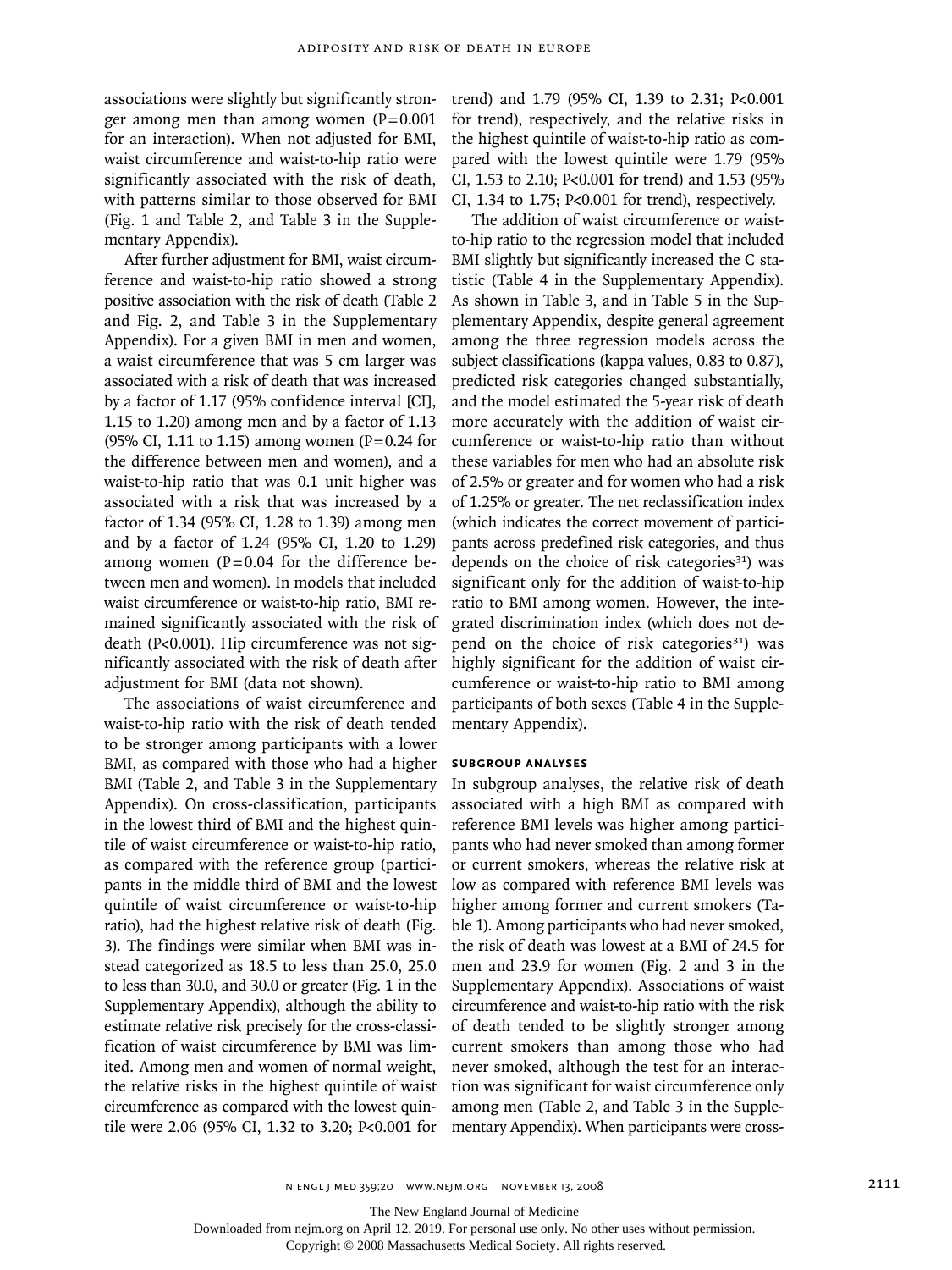associations were slightly but significantly stronger among men than among women (P=0.001 for an interaction). When not adjusted for BMI, waist circumference and waist-to-hip ratio were significantly associated with the risk of death, with patterns similar to those observed for BMI (Fig. 1 and Table 2, and Table 3 in the Supplementary Appendix).

After further adjustment for BMI, waist circumference and waist-to-hip ratio showed a strong positive association with the risk of death (Table 2 and Fig. 2, and Table 3 in the Supplementary Appendix). For a given BMI in men and women, a waist circumference that was 5 cm larger was associated with a risk of death that was increased by a factor of 1.17 (95% confidence interval [CI], 1.15 to 1.20) among men and by a factor of 1.13 (95% CI, 1.11 to 1.15) among women (P=0.24 for the difference between men and women), and a waist-to-hip ratio that was 0.1 unit higher was associated with a risk that was increased by a factor of 1.34 (95% CI, 1.28 to 1.39) among men and by a factor of 1.24 (95% CI, 1.20 to 1.29) among women (P=0.04 for the difference between men and women). In models that included waist circumference or waist-to-hip ratio, BMI remained significantly associated with the risk of death (P<0.001). Hip circumference was not significantly associated with the risk of death after adjustment for BMI (data not shown).

The associations of waist circumference and waist-to-hip ratio with the risk of death tended to be stronger among participants with a lower BMI, as compared with those who had a higher BMI (Table 2, and Table 3 in the Supplementary Appendix). On cross-classification, participants in the lowest third of BMI and the highest quintile of waist circumference or waist-to-hip ratio, as compared with the reference group (participants in the middle third of BMI and the lowest quintile of waist circumference or waist-to-hip ratio), had the highest relative risk of death (Fig. 3). The findings were similar when BMI was instead categorized as 18.5 to less than 25.0, 25.0 to less than 30.0, and 30.0 or greater (Fig. 1 in the Supplementary Appendix), although the ability to estimate relative risk precisely for the cross-classification of waist circumference by BMI was limited. Among men and women of normal weight, the relative risks in the highest quintile of waist circumference as compared with the lowest quintile were 2.06 (95% CI, 1.32 to 3.20; P<0.001 for trend) and 1.79 (95% CI, 1.39 to 2.31; P<0.001 for trend), respectively, and the relative risks in the highest quintile of waist-to-hip ratio as compared with the lowest quintile were 1.79 (95% CI, 1.53 to 2.10; P<0.001 for trend) and 1.53 (95% CI, 1.34 to 1.75; P<0.001 for trend), respectively.

The addition of waist circumference or waist-to-hip ratio to the regression model that included BMI slightly but significantly increased the C statistic (Table 4 in the Supplementary Appendix). As shown in Table 3, and in Table 5 in the Supplementary Appendix, despite general agreement among the three regression models across the subject classifications (kappa values, 0.83 to 0.87), predicted risk categories changed substantially, and the model estimated the 5-year risk of death more accurately with the addition of waist circumference or waist-to-hip ratio than without these variables for men who had an absolute risk of 2.5% or greater and for women who had a risk of 1.25% or greater. The net reclassification index (which indicates the correct movement of participants across predefined risk categories, and thus depends on the choice of risk categories[31]) was significant only for the addition of waist-to-hip ratio to BMI among women. However, the integrated discrimination index (which does not depend on the choice of risk categories[31]) was highly significant for the addition of waist circumference or waist-to-hip ratio to BMI among participants of both sexes (Table 4 in the Supplementary Appendix).

### SUBGROUP ANALYSES

In subgroup analyses, the relative risk of death associated with a high BMI as compared with reference BMI levels was higher among participants who had never smoked than among former or current smokers, whereas the relative risk at low as compared with reference BMI levels was higher among former and current smokers (Table 1). Among participants who had never smoked, the risk of death was lowest at a BMI of 24.5 for men and 23.9 for women (Fig. 2 and 3 in the Supplementary Appendix). Associations of waist circumference and waist-to-hip ratio with the risk of death tended to be slightly stronger among current smokers than among those who had never smoked, although the test for an interaction was significant for waist circumference only among men (Table 2, and Table 3 in the Supplementary Appendix). When participants were cross-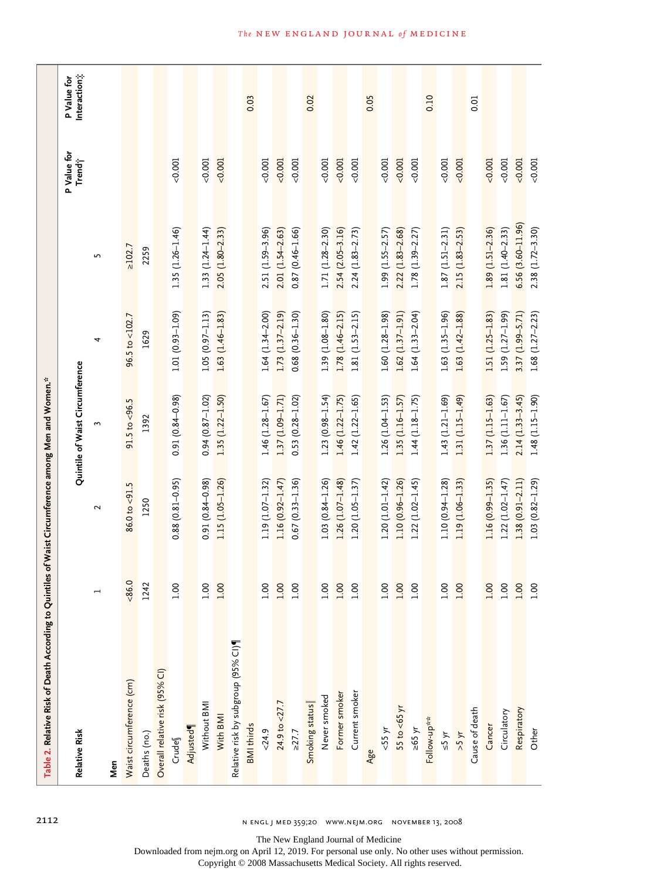**Table 2. Relative Risk of Death According to Quintiles of Waist Circumference among Men and Women.***

| Relative Risk | Quintile of Waist Circumference | | | | | P Value for Trend† | P Value for Interaction‡ |
|---|---|---|---|---|---|---|---|
| | 1 | 2 | 3 | 4 | 5 | | |
| **Men** | | | | | | | |
| Waist circumference (cm) | <86.0 | 86.0 to <91.5 | 91.5 to <96.5 | 96.5 to <102.7 | ≥102.7 | | |
| Deaths (no.) | 1242 | 1250 | 1392 | 1629 | 2259 | | |
| Overall relative risk (95% CI) | | | | | | | |
| Crude§ | 1.00 | 0.88 (0.81–0.95) | 0.91 (0.84–0.98) | 1.01 (0.93–1.09) | 1.35 (1.26–1.46) | <0.001 | |
| Adjusted¶ | | | | | | | |
| Without BMI | 1.00 | 0.91 (0.84–0.98) | 0.94 (0.87–1.02) | 1.05 (0.97–1.13) | 1.33 (1.24–1.44) | <0.001 | |
| With BMI | 1.00 | 1.15 (1.05–1.26) | 1.35 (1.22–1.50) | 1.63 (1.46–1.83) | 2.05 (1.80–2.33) | <0.001 | |
| Relative risk by subgroup (95% CI)¶ | | | | | | | |
| BMI thirds | | | | | | | 0.03 |
| <24.9 | 1.00 | 1.19 (1.07–1.32) | 1.46 (1.28–1.67) | 1.64 (1.34–2.00) | 2.51 (1.59–3.96) | <0.001 | |
| 24.9 to <27.7 | 1.00 | 1.16 (0.92–1.47) | 1.37 (1.09–1.71) | 1.73 (1.37–2.19) | 2.01 (1.54–2.63) | <0.001 | |
| ≥27.7 | 1.00 | 0.67 (0.33–1.36) | 0.53 (0.28–1.02) | 0.68 (0.36–1.30) | 0.87 (0.46–1.66) | <0.001 | |
| Smoking status‖ | | | | | | | 0.02 |
| Never smoked | 1.00 | 1.03 (0.84–1.26) | 1.23 (0.98–1.54) | 1.39 (1.08–1.80) | 1.71 (1.28–2.30) | <0.001 | |
| Former smoker | 1.00 | 1.26 (1.07–1.48) | 1.46 (1.22–1.75) | 1.78 (1.46–2.15) | 2.54 (2.05–3.16) | <0.001 | |
| Current smoker | 1.00 | 1.20 (1.05–1.37) | 1.42 (1.22–1.65) | 1.81 (1.53–2.15) | 2.24 (1.83–2.73) | <0.001 | |
| Age | | | | | | | 0.05 |
| <55 yr | 1.00 | 1.20 (1.01–1.42) | 1.26 (1.04–1.53) | 1.60 (1.28–1.98) | 1.99 (1.55–2.57) | <0.001 | |
| 55 to <65 yr | 1.00 | 1.10 (0.96–1.26) | 1.35 (1.16–1.57) | 1.62 (1.37–1.91) | 2.22 (1.83–2.68) | <0.001 | |
| ≥65 yr | 1.00 | 1.22 (1.02–1.45) | 1.44 (1.18–1.75) | 1.64 (1.33–2.04) | 1.78 (1.39–2.27) | <0.001 | |
| Follow-up** | | | | | | | 0.10 |
| ≤5 yr | 1.00 | 1.10 (0.94–1.28) | 1.43 (1.21–1.69) | 1.63 (1.35–1.96) | 1.87 (1.51–2.31) | <0.001 | |
| >5 yr | 1.00 | 1.19 (1.06–1.33) | 1.31 (1.15–1.49) | 1.63 (1.42–1.88) | 2.15 (1.83–2.53) | <0.001 | |
| Cause of death | | | | | | | 0.01 |
| Cancer | 1.00 | 1.16 (0.99–1.35) | 1.37 (1.15–1.63) | 1.51 (1.25–1.83) | 1.89 (1.51–2.36) | <0.001 | |
| Circulatory | 1.00 | 1.22 (1.02–1.47) | 1.36 (1.11–1.67) | 1.59 (1.27–1.99) | 1.81 (1.40–2.33) | <0.001 | |
| Respiratory | 1.00 | 1.38 (0.91–2.11) | 2.14 (1.33–3.45) | 3.37 (1.99–5.71) | 6.56 (3.60–11.96) | <0.001 | |
| Other | 1.00 | 1.03 (0.82–1.29) | 1.48 (1.15–1.90) | 1.68 (1.27–2.23) | 2.38 (1.72–3.30) | <0.001 | |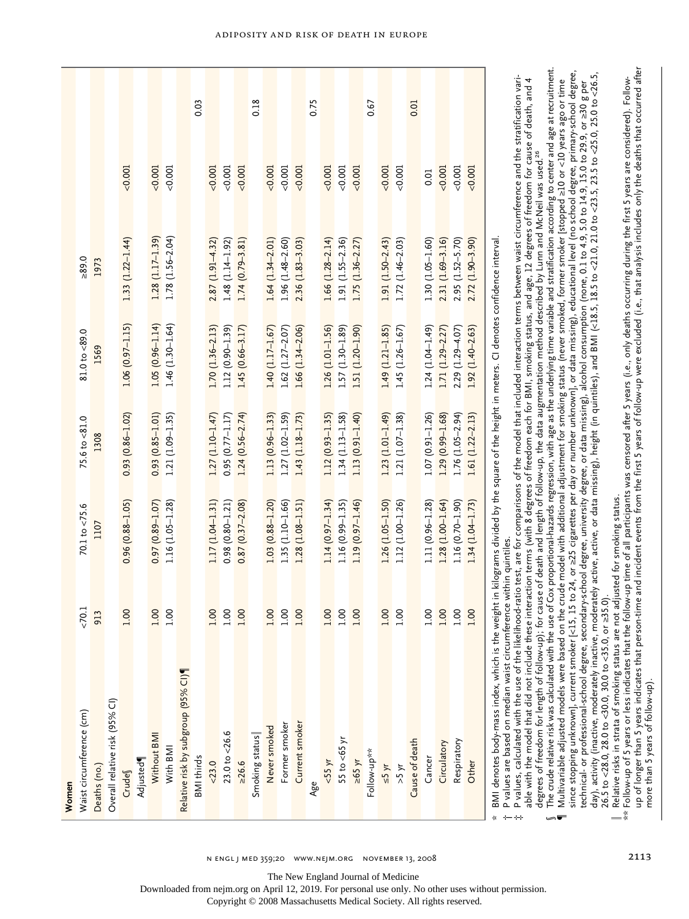| Women | | | | | | | | |
|---|---|---|---|---|---|---|---|---|
| Waist circumference (cm) | <70.1 | 70.1 to <75.6 | 75.6 to <81.0 | 81.0 to <89.0 | ≥89.0 | | | |
| Deaths (no.) | 913 | 1107 | 1308 | 1569 | 1973 | | | |
| Overall relative risk (95% CI) | | | | | | | | |
| Crude§ | 1.00 | 0.96 (0.88–1.05) | 0.93 (0.86–1.02) | 1.06 (0.97–1.15) | 1.33 (1.22–1.44) | <0.001 | | |
| Adjusted¶ | | | | | | | | |
| Without BMI | 1.00 | 0.97 (0.89–1.07) | 0.93 (0.85–1.01) | 1.05 (0.96–1.14) | 1.28 (1.17–1.39) | <0.001 | | |
| With BMI | 1.00 | 1.16 (1.05–1.28) | 1.21 (1.09–1.35) | 1.46 (1.30–1.64) | 1.78 (1.56–2.04) | <0.001 | | |
| Relative risk by subgroup (95% CI)¶ | | | | | | | | |
| BMI thirds | | | | | | | | 0.03 |
| <23.0 | 1.00 | 1.17 (1.04–1.31) | 1.27 (1.10–1.47) | 1.70 (1.36–2.13) | 2.87 (1.91–4.32) | <0.001 | | |
| 23.0 to <26.6 | 1.00 | 0.98 (0.80–1.21) | 0.95 (0.77–1.17) | 1.12 (0.90–1.39) | 1.48 (1.14–1.92) | <0.001 | | |
| ≥26.6 | 1.00 | 0.87 (0.37–2.08) | 1.24 (0.56–2.74) | 1.45 (0.66–3.17) | 1.74 (0.79–3.81) | <0.001 | | |
| Smoking status‖ | | | | | | | | 0.18 |
| Never smoked | 1.00 | 1.03 (0.88–1.20) | 1.13 (0.96–1.33) | 1.40 (1.17–1.67) | 1.64 (1.34–2.01) | <0.001 | | |
| Former smoker | 1.00 | 1.35 (1.10–1.66) | 1.27 (1.02–1.59) | 1.62 (1.27–2.07) | 1.96 (1.48–2.60) | <0.001 | | |
| Current smoker | 1.00 | 1.28 (1.08–1.51) | 1.43 (1.18–1.73) | 1.66 (1.34–2.06) | 2.36 (1.83–3.03) | <0.001 | | |
| Age | | | | | | | | 0.75 |
| <55 yr | 1.00 | 1.14 (0.97–1.34) | 1.12 (0.93–1.35) | 1.26 (1.01–1.56) | 1.66 (1.28–2.14) | <0.001 | | |
| 55 to <65 yr | 1.00 | 1.16 (0.99–1.35) | 1.34 (1.13–1.58) | 1.57 (1.30–1.89) | 1.91 (1.55–2.36) | <0.001 | | |
| ≥65 yr | 1.00 | 1.19 (0.97–1.46) | 1.13 (0.91–1.40) | 1.51 (1.20–1.90) | 1.75 (1.36–2.27) | <0.001 | | |
| Follow-up** | | | | | | | | 0.67 |
| ≤5 yr | 1.00 | 1.26 (1.05–1.50) | 1.23 (1.01–1.49) | 1.49 (1.21–1.85) | 1.91 (1.50–2.43) | <0.001 | | |
| >5 yr | 1.00 | 1.12 (1.00–1.26) | 1.21 (1.07–1.38) | 1.45 (1.26–1.67) | 1.72 (1.46–2.03) | <0.001 | | |
| Cause of death | | | | | | | | 0.01 |
| Cancer | 1.00 | 1.11 (0.96–1.28) | 1.07 (0.91–1.26) | 1.24 (1.04–1.49) | 1.30 (1.05–1.60) | 0.01 | | |
| Circulatory | 1.00 | 1.28 (1.00–1.64) | 1.29 (0.99–1.68) | 1.71 (1.29–2.27) | 2.31 (1.69–3.16) | <0.001 | | |
| Respiratory | 1.00 | 1.16 (0.70–1.90) | 1.76 (1.05–2.94) | 2.29 (1.29–4.07) | 2.95 (1.52–5.70) | <0.001 | | |
| Other | 1.00 | 1.34 (1.04–1.73) | 1.61 (1.22–2.13) | 1.92 (1.40–2.63) | 2.72 (1.90–3.90) | <0.001 | | |

\* BMI denotes body-mass index, which is the weight in kilograms divided by the square of the height in meters. CI denotes confidence interval.

† P values are based on median waist circumference within quintiles.

‡ P values, calculated with the use of the likelihood-ratio test, are for comparisons of the model that included interaction terms between waist circumference and the stratification variable with the model that did not include these interaction terms (with 8 degrees of freedom each for BMI, smoking status, and age, 12 degrees of freedom for cause of death, and 4 degrees of freedom for length of follow-up); for cause of death and length of follow-up, the data augmentation method described by Lunn and McNeil was used.[26]

§ The crude relative risk was calculated with the use of Cox proportional-hazards regression, with age as the underlying time variable and stratification according to center and age at recruitment.

¶ Multivariable adjusted models were based on the crude model with additional adjustment for smoking status (never smoked, former smoker [stopped ≥10 or <10 years ago or time since stopping unknown], current smoker [<15, 15 to 24, or ≥25 cigarettes per day or number unknown], or data missing), educational level (no school degree, primary-school degree, technical- or professional-school degree, secondary-school degree, university degree, or data missing), alcohol consumption (none, 0.1 to 4.9, 5.0 to 14.9, 15.0 to 29.9, or ≥30 g per day), activity (inactive, moderately inactive, moderately active, active, or data missing), height (in quintiles), and BMI (<18.5, 18.5 to <21.0, 21.0 to <23.5, 23.5 to <25.0, 25.0 to <26.5, 26.5 to <28.0, 28.0 to <30.0, 30.0 to <35.0, or ≥35.0).

‖ Relative risks in strata of smoking status are not adjusted for smoking status.

\*\* Follow-up of 5 years or less indicates that the follow-up time of all participants was censored after 5 years (i.e., only deaths occurring during the first 5 years are considered). Follow-up of longer than 5 years indicates that person-time and incident events from the first 5 years of follow-up were excluded (i.e., that analysis includes only the deaths that occurred after more than 5 years of follow-up).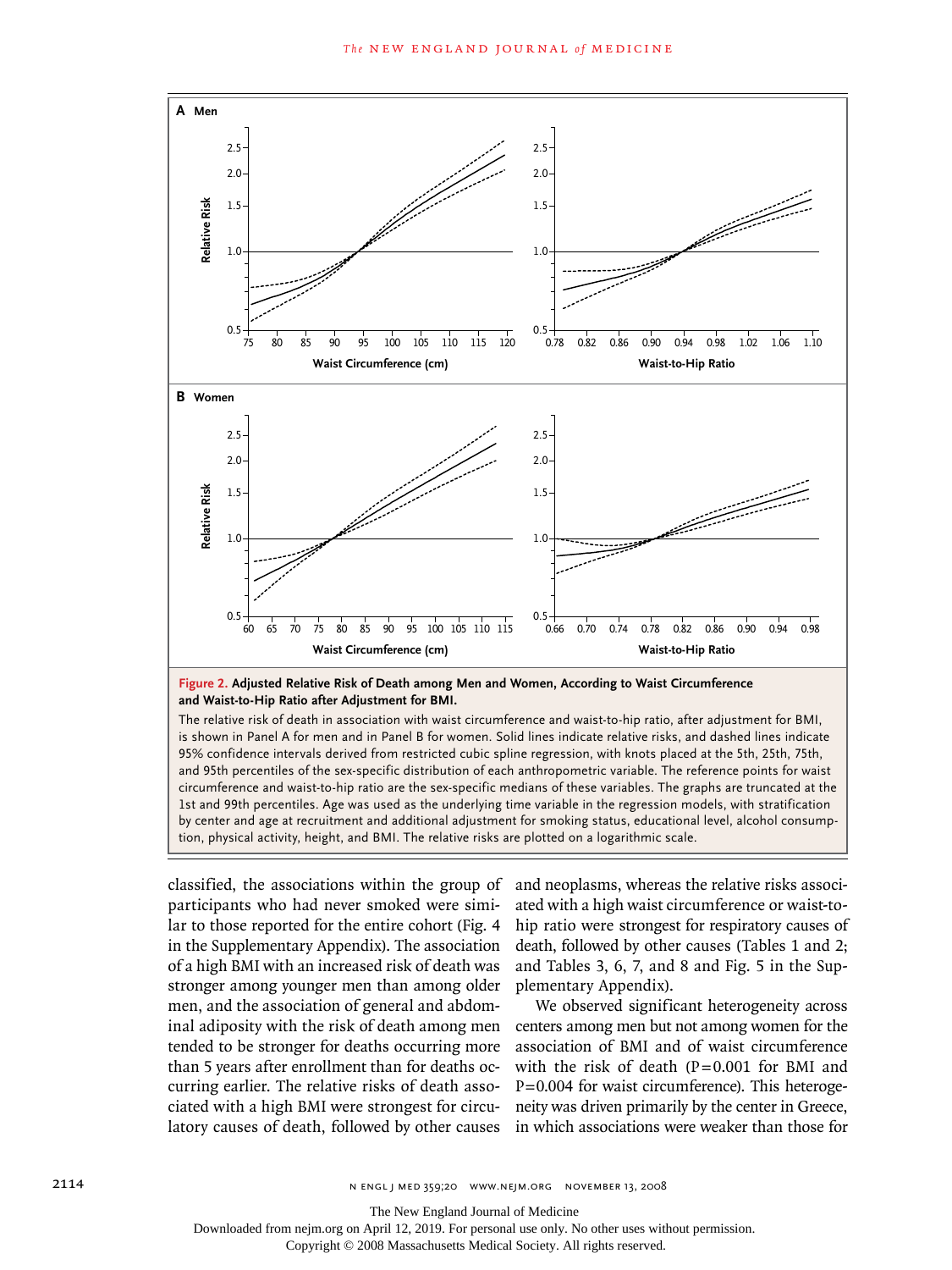**Figure 2. Adjusted Relative Risk of Death among Men and Women, According to Waist Circumference and Waist-to-Hip Ratio after Adjustment for BMI.**

The relative risk of death in association with waist circumference and waist-to-hip ratio, after adjustment for BMI, is shown in Panel A for men and in Panel B for women. Solid lines indicate relative risks, and dashed lines indicate 95% confidence intervals derived from restricted cubic spline regression, with knots placed at the 5th, 25th, 75th, and 95th percentiles of the sex-specific distribution of each anthropometric variable. The reference points for waist circumference and waist-to-hip ratio are the sex-specific medians of these variables. The graphs are truncated at the 1st and 99th percentiles. Age was used as the underlying time variable in the regression models, with stratification by center and age at recruitment and additional adjustment for smoking status, educational level, alcohol consumption, physical activity, height, and BMI. The relative risks are plotted on a logarithmic scale.

classified, the associations within the group of participants who had never smoked were similar to those reported for the entire cohort (Fig. 4 in the Supplementary Appendix). The association of a high BMI with an increased risk of death was stronger among younger men than among older men, and the association of general and abdominal adiposity with the risk of death among men tended to be stronger for deaths occurring more than 5 years after enrollment than for deaths occurring earlier. The relative risks of death associated with a high BMI were strongest for circulatory causes of death, followed by other causes and neoplasms, whereas the relative risks associated with a high waist circumference or waist-to-hip ratio were strongest for respiratory causes of death, followed by other causes (Tables 1 and 2; and Tables 3, 6, 7, and 8 and Fig. 5 in the Supplementary Appendix).

We observed significant heterogeneity across centers among men but not among women for the association of BMI and of waist circumference with the risk of death ($P=0.001$ for BMI and $P=0.004$ for waist circumference). This heterogeneity was driven primarily by the center in Greece, in which associations were weaker than those for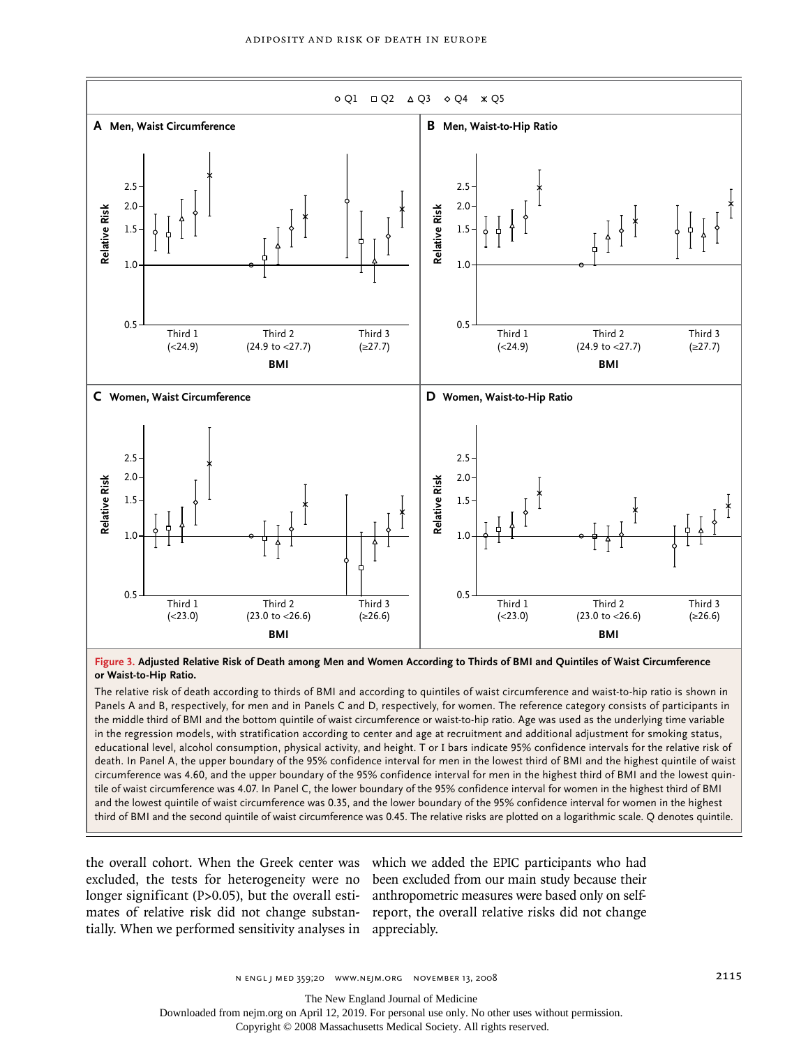**Figure 3. Adjusted Relative Risk of Death among Men and Women According to Thirds of BMI and Quintiles of Waist Circumference or Waist-to-Hip Ratio.**

The relative risk of death according to thirds of BMI and according to quintiles of waist circumference and waist-to-hip ratio is shown in Panels A and B, respectively, for men and in Panels C and D, respectively, for women. The reference category consists of participants in the middle third of BMI and the bottom quintile of waist circumference or waist-to-hip ratio. Age was used as the underlying time variable in the regression models, with stratification according to center and age at recruitment and additional adjustment for smoking status, educational level, alcohol consumption, physical activity, and height. T or I bars indicate 95% confidence intervals for the relative risk of death. In Panel A, the upper boundary of the 95% confidence interval for men in the lowest third of BMI and the highest quintile of waist circumference was 4.60, and the upper boundary of the 95% confidence interval for men in the highest third of BMI and the lowest quintile of waist circumference was 4.07. In Panel C, the lower boundary of the 95% confidence interval for women in the highest third of BMI and the lowest quintile of waist circumference was 0.35, and the lower boundary of the 95% confidence interval for women in the highest third of BMI and the second quintile of waist circumference was 0.45. The relative risks are plotted on a logarithmic scale. Q denotes quintile.

the overall cohort. When the Greek center was excluded, the tests for heterogeneity were no longer significant (P>0.05), but the overall estimates of relative risk did not change substantially. When we performed sensitivity analyses in which we added the EPIC participants who had been excluded from our main study because their anthropometric measures were based only on self-report, the overall relative risks did not change appreciably.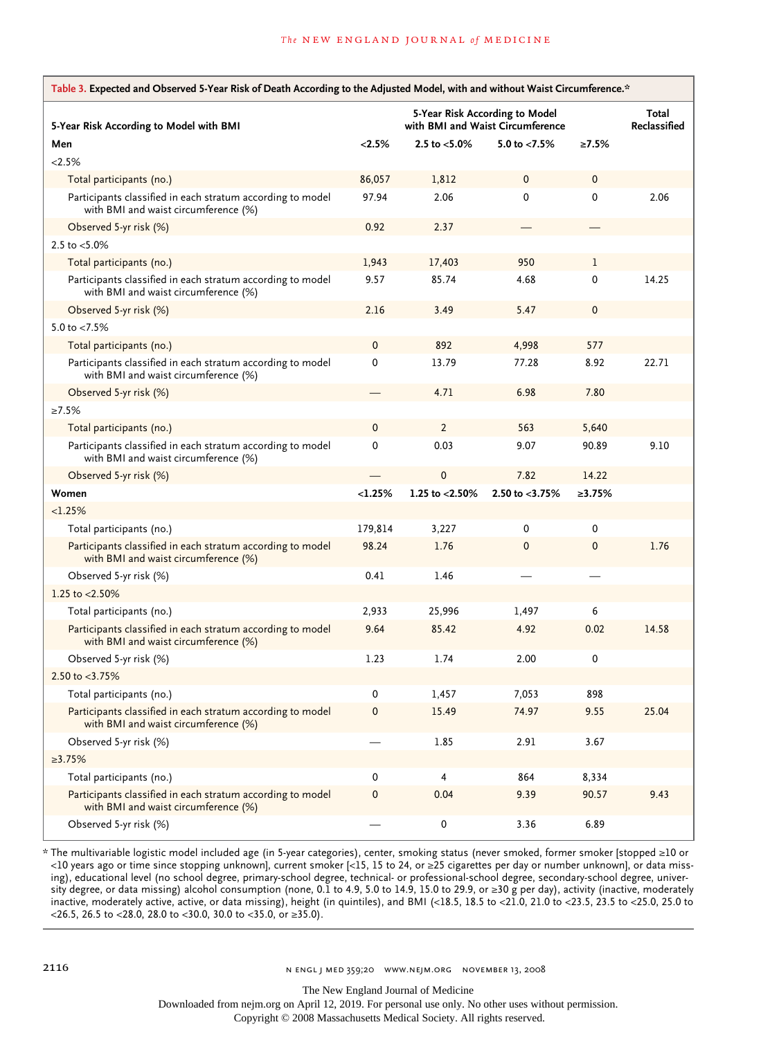**Table 3. Expected and Observed 5-Year Risk of Death According to the Adjusted Model, with and without Waist Circumference.***

| 5-Year Risk According to Model with BMI | 5-Year Risk According to Model with BMI and Waist Circumference | | | | Total Reclassified |
|---|---|---|---|---|---|
| **Men** | **<2.5%** | **2.5 to <5.0%** | **5.0 to <7.5%** | **≥7.5%** | |
| <2.5% | | | | | |
| Total participants (no.) | 86,057 | 1,812 | 0 | 0 | |
| Participants classified in each stratum according to model with BMI and waist circumference (%) | 97.94 | 2.06 | 0 | 0 | 2.06 |
| Observed 5-yr risk (%) | 0.92 | 2.37 | — | — | |
| 2.5 to <5.0% | | | | | |
| Total participants (no.) | 1,943 | 17,403 | 950 | 1 | |
| Participants classified in each stratum according to model with BMI and waist circumference (%) | 9.57 | 85.74 | 4.68 | 0 | 14.25 |
| Observed 5-yr risk (%) | 2.16 | 3.49 | 5.47 | 0 | |
| 5.0 to <7.5% | | | | | |
| Total participants (no.) | 0 | 892 | 4,998 | 577 | |
| Participants classified in each stratum according to model with BMI and waist circumference (%) | 0 | 13.79 | 77.28 | 8.92 | 22.71 |
| Observed 5-yr risk (%) | — | 4.71 | 6.98 | 7.80 | |
| ≥7.5% | | | | | |
| Total participants (no.) | 0 | 2 | 563 | 5,640 | |
| Participants classified in each stratum according to model with BMI and waist circumference (%) | 0 | 0.03 | 9.07 | 90.89 | 9.10 |
| Observed 5-yr risk (%) | — | 0 | 7.82 | 14.22 | |
| **Women** | **<1.25%** | **1.25 to <2.50%** | **2.50 to <3.75%** | **≥3.75%** | |
| <1.25% | | | | | |
| Total participants (no.) | 179,814 | 3,227 | 0 | 0 | |
| Participants classified in each stratum according to model with BMI and waist circumference (%) | 98.24 | 1.76 | 0 | 0 | 1.76 |
| Observed 5-yr risk (%) | 0.41 | 1.46 | — | — | |
| 1.25 to <2.50% | | | | | |
| Total participants (no.) | 2,933 | 25,996 | 1,497 | 6 | |
| Participants classified in each stratum according to model with BMI and waist circumference (%) | 9.64 | 85.42 | 4.92 | 0.02 | 14.58 |
| Observed 5-yr risk (%) | 1.23 | 1.74 | 2.00 | 0 | |
| 2.50 to <3.75% | | | | | |
| Total participants (no.) | 0 | 1,457 | 7,053 | 898 | |
| Participants classified in each stratum according to model with BMI and waist circumference (%) | 0 | 15.49 | 74.97 | 9.55 | 25.04 |
| Observed 5-yr risk (%) | — | 1.85 | 2.91 | 3.67 | |
| ≥3.75% | | | | | |
| Total participants (no.) | 0 | 4 | 864 | 8,334 | |
| Participants classified in each stratum according to model with BMI and waist circumference (%) | 0 | 0.04 | 9.39 | 90.57 | 9.43 |
| Observed 5-yr risk (%) | — | 0 | 3.36 | 6.89 | |

\* The multivariable logistic model included age (in 5-year categories), center, smoking status (never smoked, former smoker [stopped ≥10 or <10 years ago or time since stopping unknown], current smoker [<15, 15 to 24, or ≥25 cigarettes per day or number unknown], or data missing), educational level (no school degree, primary-school degree, technical- or professional-school degree, secondary-school degree, university degree, or data missing) alcohol consumption (none, 0.1 to 4.9, 5.0 to 14.9, 15.0 to 29.9, or ≥30 g per day), activity (inactive, moderately inactive, moderately active, active, or data missing), height (in quintiles), and BMI (<18.5, 18.5 to <21.0, 21.0 to <23.5, 23.5 to <25.0, 25.0 to <26.5, 26.5 to <28.0, 28.0 to <30.0, 30.0 to <35.0, or ≥35.0).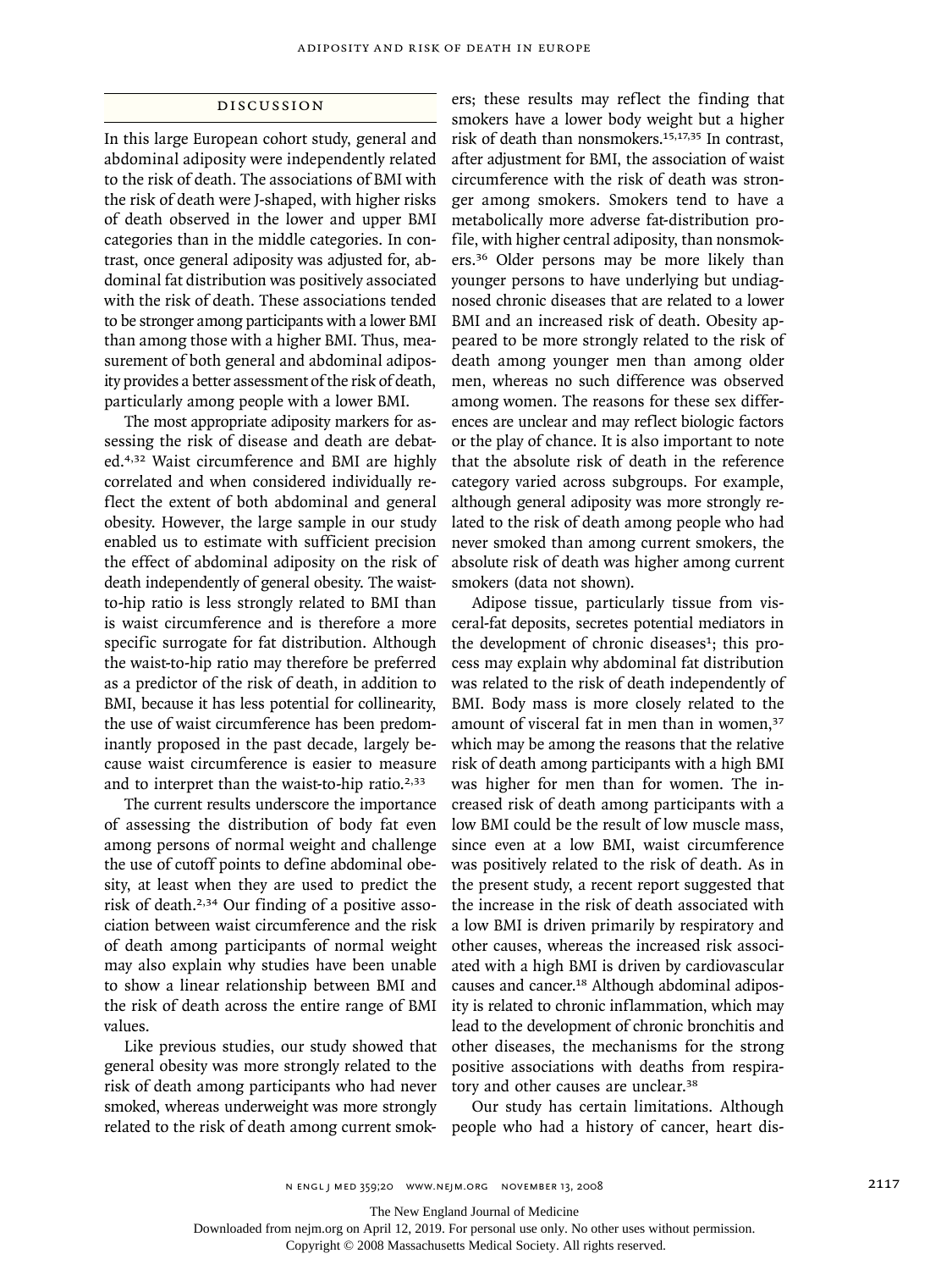## DISCUSSION

In this large European cohort study, general and abdominal adiposity were independently related to the risk of death. The associations of BMI with the risk of death were J-shaped, with higher risks of death observed in the lower and upper BMI categories than in the middle categories. In contrast, once general adiposity was adjusted for, abdominal fat distribution was positively associated with the risk of death. These associations tended to be stronger among participants with a lower BMI than among those with a higher BMI. Thus, measurement of both general and abdominal adiposity provides a better assessment of the risk of death, particularly among people with a lower BMI.

The most appropriate adiposity markers for assessing the risk of disease and death are debated.[4,32] Waist circumference and BMI are highly correlated and when considered individually reflect the extent of both abdominal and general obesity. However, the large sample in our study enabled us to estimate with sufficient precision the effect of abdominal adiposity on the risk of death independently of general obesity. The waist-to-hip ratio is less strongly related to BMI than is waist circumference and is therefore a more specific surrogate for fat distribution. Although the waist-to-hip ratio may therefore be preferred as a predictor of the risk of death, in addition to BMI, because it has less potential for collinearity, the use of waist circumference has been predominantly proposed in the past decade, largely because waist circumference is easier to measure and to interpret than the waist-to-hip ratio.[2,33]

The current results underscore the importance of assessing the distribution of body fat even among persons of normal weight and challenge the use of cutoff points to define abdominal obesity, at least when they are used to predict the risk of death.[2,34] Our finding of a positive association between waist circumference and the risk of death among participants of normal weight may also explain why studies have been unable to show a linear relationship between BMI and the risk of death across the entire range of BMI values.

Like previous studies, our study showed that general obesity was more strongly related to the risk of death among participants who had never smoked, whereas underweight was more strongly related to the risk of death among current smokers; these results may reflect the finding that smokers have a lower body weight but a higher risk of death than nonsmokers.[15,17,35] In contrast, after adjustment for BMI, the association of waist circumference with the risk of death was stronger among smokers. Smokers tend to have a metabolically more adverse fat-distribution profile, with higher central adiposity, than nonsmokers.[36] Older persons may be more likely than younger persons to have underlying but undiagnosed chronic diseases that are related to a lower BMI and an increased risk of death. Obesity appeared to be more strongly related to the risk of death among younger men than among older men, whereas no such difference was observed among women. The reasons for these sex differences are unclear and may reflect biologic factors or the play of chance. It is also important to note that the absolute risk of death in the reference category varied across subgroups. For example, although general adiposity was more strongly related to the risk of death among people who had never smoked than among current smokers, the absolute risk of death was higher among current smokers (data not shown).

Adipose tissue, particularly tissue from visceral-fat deposits, secretes potential mediators in the development of chronic diseases[1]; this process may explain why abdominal fat distribution was related to the risk of death independently of BMI. Body mass is more closely related to the amount of visceral fat in men than in women,[37] which may be among the reasons that the relative risk of death among participants with a high BMI was higher for men than for women. The increased risk of death among participants with a low BMI could be the result of low muscle mass, since even at a low BMI, waist circumference was positively related to the risk of death. As in the present study, a recent report suggested that the increase in the risk of death associated with a low BMI is driven primarily by respiratory and other causes, whereas the increased risk associated with a high BMI is driven by cardiovascular causes and cancer.[18] Although abdominal adiposity is related to chronic inflammation, which may lead to the development of chronic bronchitis and other diseases, the mechanisms for the strong positive associations with deaths from respiratory and other causes are unclear.[38]

Our study has certain limitations. Although people who had a history of cancer, heart dis-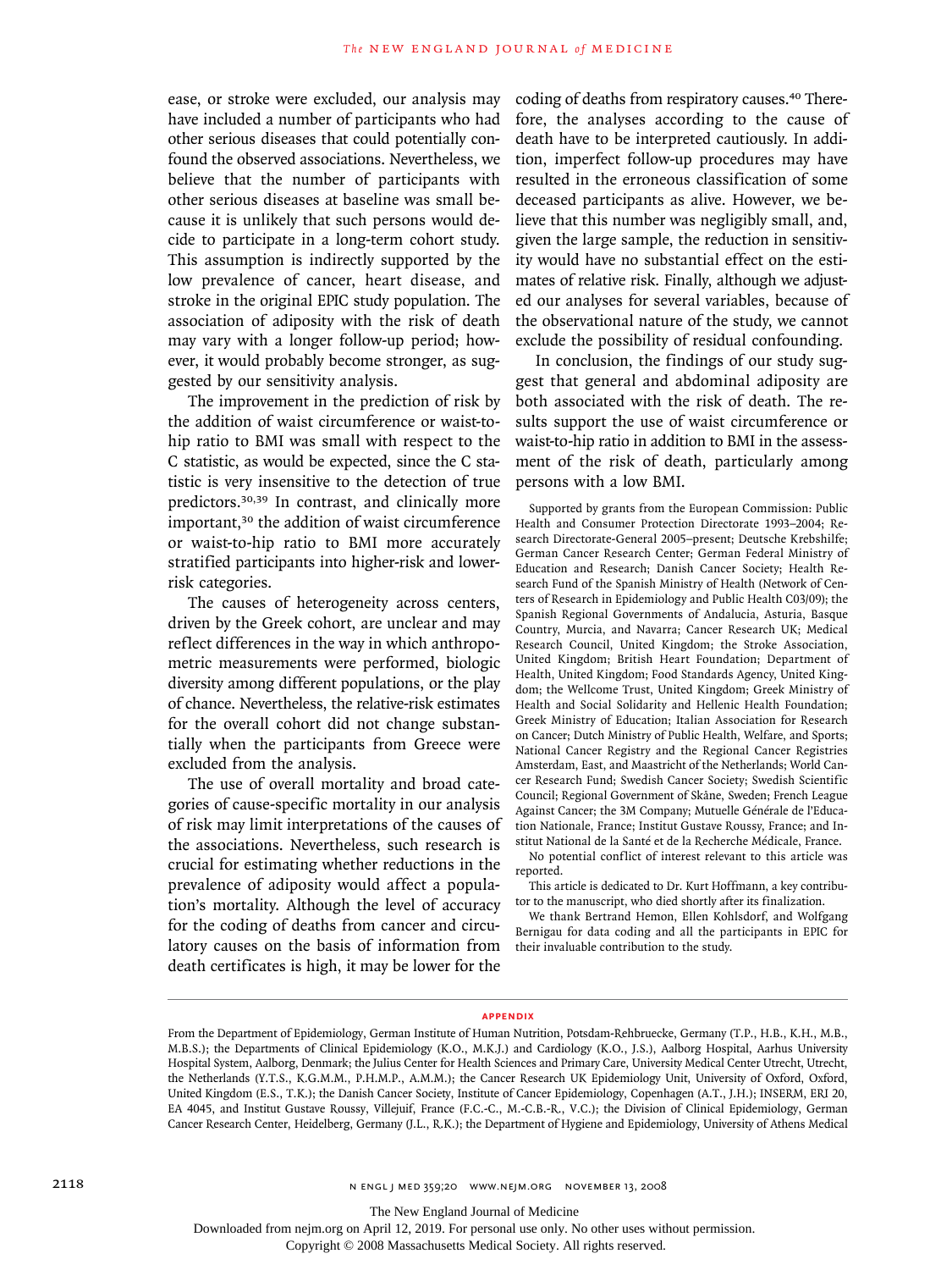ease, or stroke were excluded, our analysis may have included a number of participants who had other serious diseases that could potentially confound the observed associations. Nevertheless, we believe that the number of participants with other serious diseases at baseline was small because it is unlikely that such persons would decide to participate in a long-term cohort study. This assumption is indirectly supported by the low prevalence of cancer, heart disease, and stroke in the original EPIC study population. The association of adiposity with the risk of death may vary with a longer follow-up period; however, it would probably become stronger, as suggested by our sensitivity analysis.

The improvement in the prediction of risk by the addition of waist circumference or waist-to-hip ratio to BMI was small with respect to the C statistic, as would be expected, since the C statistic is very insensitive to the detection of true predictors.[30,39] In contrast, and clinically more important,[30] the addition of waist circumference or waist-to-hip ratio to BMI more accurately stratified participants into higher-risk and lower-risk categories.

The causes of heterogeneity across centers, driven by the Greek cohort, are unclear and may reflect differences in the way in which anthropometric measurements were performed, biologic diversity among different populations, or the play of chance. Nevertheless, the relative-risk estimates for the overall cohort did not change substantially when the participants from Greece were excluded from the analysis.

The use of overall mortality and broad categories of cause-specific mortality in our analysis of risk may limit interpretations of the causes of the associations. Nevertheless, such research is crucial for estimating whether reductions in the prevalence of adiposity would affect a population's mortality. Although the level of accuracy for the coding of deaths from cancer and circulatory causes on the basis of information from death certificates is high, it may be lower for the coding of deaths from respiratory causes.[40] Therefore, the analyses according to the cause of death have to be interpreted cautiously. In addition, imperfect follow-up procedures may have resulted in the erroneous classification of some deceased participants as alive. However, we believe that this number was negligibly small, and, given the large sample, the reduction in sensitivity would have no substantial effect on the estimates of relative risk. Finally, although we adjusted our analyses for several variables, because of the observational nature of the study, we cannot exclude the possibility of residual confounding.

In conclusion, the findings of our study suggest that general and abdominal adiposity are both associated with the risk of death. The results support the use of waist circumference or waist-to-hip ratio in addition to BMI in the assessment of the risk of death, particularly among persons with a low BMI.

Supported by grants from the European Commission: Public Health and Consumer Protection Directorate 1993–2004; Research Directorate-General 2005–present; Deutsche Krebshilfe; German Cancer Research Center; German Federal Ministry of Education and Research; Danish Cancer Society; Health Research Fund of the Spanish Ministry of Health (Network of Centers of Research in Epidemiology and Public Health C03/09); the Spanish Regional Governments of Andalucia, Asturia, Basque Country, Murcia, and Navarra; Cancer Research UK; Medical Research Council, United Kingdom; the Stroke Association, United Kingdom; British Heart Foundation; Department of Health, United Kingdom; Food Standards Agency, United Kingdom; the Wellcome Trust, United Kingdom; Greek Ministry of Health and Social Solidarity and Hellenic Health Foundation; Greek Ministry of Education; Italian Association for Research on Cancer; Dutch Ministry of Public Health, Welfare, and Sports; National Cancer Registry and the Regional Cancer Registries Amsterdam, East, and Maastricht of the Netherlands; World Cancer Research Fund; Swedish Cancer Society; Swedish Scientific Council; Regional Government of Skåne, Sweden; French League Against Cancer; the 3M Company; Mutuelle Générale de l'Education Nationale, France; Institut Gustave Roussy, France; and Institut National de la Santé et de la Recherche Médicale, France.

No potential conflict of interest relevant to this article was reported.

This article is dedicated to Dr. Kurt Hoffmann, a key contributor to the manuscript, who died shortly after its finalization.

We thank Bertrand Hemon, Ellen Kohlsdorf, and Wolfgang Bernigau for data coding and all the participants in EPIC for their invaluable contribution to the study.

## APPENDIX

From the Department of Epidemiology, German Institute of Human Nutrition, Potsdam-Rehbruecke, Germany (T.P., H.B., K.H., M.B., M.B.S.); the Departments of Clinical Epidemiology (K.O., M.K.J.) and Cardiology (K.O., J.S.), Aalborg Hospital, Aarhus University Hospital System, Aalborg, Denmark; the Julius Center for Health Sciences and Primary Care, University Medical Center Utrecht, Utrecht, the Netherlands (Y.T.S., K.G.M.M., P.H.M.P., A.M.M.); the Cancer Research UK Epidemiology Unit, University of Oxford, Oxford, United Kingdom (E.S., T.K.); the Danish Cancer Society, Institute of Cancer Epidemiology, Copenhagen (A.T., J.H.); INSERM, ERI 20, EA 4045, and Institut Gustave Roussy, Villejuif, France (F.C.-C., M.-C.B.-R., V.C.); the Division of Clinical Epidemiology, German Cancer Research Center, Heidelberg, Germany (J.L., R.K.); the Department of Hygiene and Epidemiology, University of Athens Medical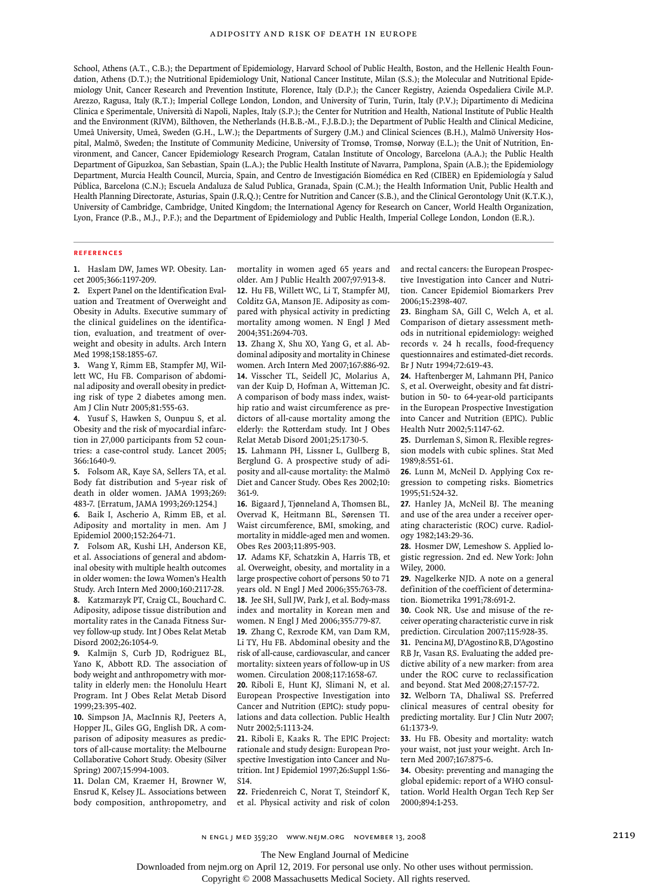School, Athens (A.T., C.B.); the Department of Epidemiology, Harvard School of Public Health, Boston, and the Hellenic Health Foundation, Athens (D.T.); the Nutritional Epidemiology Unit, National Cancer Institute, Milan (S.S.); the Molecular and Nutritional Epidemiology Unit, Cancer Research and Prevention Institute, Florence, Italy (D.P.); the Cancer Registry, Azienda Ospedaliera Civile M.P. Arezzo, Ragusa, Italy (R.T.); Imperial College London, London, and University of Turin, Turin, Italy (P.V.); Dipartimento di Medicina Clinica e Sperimentale, Università di Napoli, Naples, Italy (S.P.); the Center for Nutrition and Health, National Institute of Public Health and the Environment (RIVM), Bilthoven, the Netherlands (H.B.B.-M., F.J.B.D.); the Department of Public Health and Clinical Medicine, Umeå University, Umeå, Sweden (G.H., L.W.); the Departments of Surgery (J.M.) and Clinical Sciences (B.H.), Malmö University Hospital, Malmö, Sweden; the Institute of Community Medicine, University of Tromsø, Tromsø, Norway (E.L.); the Unit of Nutrition, Environment, and Cancer, Cancer Epidemiology Research Program, Catalan Institute of Oncology, Barcelona (A.A.); the Public Health Department of Gipuzkoa, San Sebastian, Spain (L.A.); the Public Health Institute of Navarra, Pamplona, Spain (A.B.); the Epidemiology Department, Murcia Health Council, Murcia, Spain, and Centro de Investigación Biomédica en Red (CIBER) en Epidemiología y Salud Pública, Barcelona (C.N.); Escuela Andaluza de Salud Publica, Granada, Spain (C.M.); the Health Information Unit, Public Health and Health Planning Directorate, Asturias, Spain (J.R.Q.); Centre for Nutrition and Cancer (S.B.), and the Clinical Gerontology Unit (K.T.K.), University of Cambridge, Cambridge, United Kingdom; the International Agency for Research on Cancer, World Health Organization, Lyon, France (P.B., M.J., P.F.); and the Department of Epidemiology and Public Health, Imperial College London, London (E.R.).

## References

1. Haslam DW, James WP. Obesity. Lancet 2005;366:1197-209.
2. Expert Panel on the Identification Evaluation and Treatment of Overweight and Obesity in Adults. Executive summary of the clinical guidelines on the identification, evaluation, and treatment of overweight and obesity in adults. Arch Intern Med 1998;158:1855-67.
3. Wang Y, Rimm EB, Stampfer MJ, Willett WC, Hu FB. Comparison of abdominal adiposity and overall obesity in predicting risk of type 2 diabetes among men. Am J Clin Nutr 2005;81:555-63.
4. Yusuf S, Hawken S, Ounpuu S, et al. Obesity and the risk of myocardial infarction in 27,000 participants from 52 countries: a case-control study. Lancet 2005; 366:1640-9.
5. Folsom AR, Kaye SA, Sellers TA, et al. Body fat distribution and 5-year risk of death in older women. JAMA 1993;269: 483-7. [Erratum, JAMA 1993;269:1254.]
6. Baik I, Ascherio A, Rimm EB, et al. Adiposity and mortality in men. Am J Epidemiol 2000;152:264-71.
7. Folsom AR, Kushi LH, Anderson KE, et al. Associations of general and abdominal obesity with multiple health outcomes in older women: the Iowa Women's Health Study. Arch Intern Med 2000;160:2117-28.
8. Katzmarzyk PT, Craig CL, Bouchard C. Adiposity, adipose tissue distribution and mortality rates in the Canada Fitness Survey follow-up study. Int J Obes Relat Metab Disord 2002;26:1054-9.
9. Kalmijn S, Curb JD, Rodriguez BL, Yano K, Abbott RD. The association of body weight and anthropometry with mortality in elderly men: the Honolulu Heart Program. Int J Obes Relat Metab Disord 1999;23:395-402.
10. Simpson JA, MacInnis RJ, Peeters A, Hopper JL, Giles GG, English DR. A comparison of adiposity measures as predictors of all-cause mortality: the Melbourne Collaborative Cohort Study. Obesity (Silver Spring) 2007;15:994-1003.
11. Dolan CM, Kraemer H, Browner W, Ensrud K, Kelsey JL. Associations between body composition, anthropometry, and mortality in women aged 65 years and older. Am J Public Health 2007;97:913-8.
12. Hu FB, Willett WC, Li T, Stampfer MJ, Colditz GA, Manson JE. Adiposity as compared with physical activity in predicting mortality among women. N Engl J Med 2004;351:2694-703.
13. Zhang X, Shu XO, Yang G, et al. Abdominal adiposity and mortality in Chinese women. Arch Intern Med 2007;167:886-92.
14. Visscher TL, Seidell JC, Molarius A, van der Kuip D, Hofman A, Witteman JC. A comparison of body mass index, waist-hip ratio and waist circumference as predictors of all-cause mortality among the elderly: the Rotterdam study. Int J Obes Relat Metab Disord 2001;25:1730-5.
15. Lahmann PH, Lissner L, Gullberg B, Berglund G. A prospective study of adiposity and all-cause mortality: the Malmö Diet and Cancer Study. Obes Res 2002;10: 361-9.
16. Bigaard J, Tjønneland A, Thomsen BL, Overvad K, Heitmann BL, Sørensen TI. Waist circumference, BMI, smoking, and mortality in middle-aged men and women. Obes Res 2003;11:895-903.
17. Adams KF, Schatzkin A, Harris TB, et al. Overweight, obesity, and mortality in a large prospective cohort of persons 50 to 71 years old. N Engl J Med 2006;355:763-78.
18. Jee SH, Sull JW, Park J, et al. Body-mass index and mortality in Korean men and women. N Engl J Med 2006;355:779-87.
19. Zhang C, Rexrode KM, van Dam RM, Li TY, Hu FB. Abdominal obesity and the risk of all-cause, cardiovascular, and cancer mortality: sixteen years of follow-up in US women. Circulation 2008;117:1658-67.
20. Riboli E, Hunt KJ, Slimani N, et al. European Prospective Investigation into Cancer and Nutrition (EPIC): study populations and data collection. Public Health Nutr 2002;5:1113-24.
21. Riboli E, Kaaks R. The EPIC Project: rationale and study design: European Prospective Investigation into Cancer and Nutrition. Int J Epidemiol 1997;26:Suppl 1:S6-S14.
22. Friedenreich C, Norat T, Steindorf K, et al. Physical activity and risk of colon and rectal cancers: the European Prospective Investigation into Cancer and Nutrition. Cancer Epidemiol Biomarkers Prev 2006;15:2398-407.
23. Bingham SA, Gill C, Welch A, et al. Comparison of dietary assessment methods in nutritional epidemiology: weighed records v. 24 h recalls, food-frequency questionnaires and estimated-diet records. Br J Nutr 1994;72:619-43.
24. Haftenberger M, Lahmann PH, Panico S, et al. Overweight, obesity and fat distribution in 50- to 64-year-old participants in the European Prospective Investigation into Cancer and Nutrition (EPIC). Public Health Nutr 2002;5:1147-62.
25. Durrleman S, Simon R. Flexible regression models with cubic splines. Stat Med 1989;8:551-61.
26. Lunn M, McNeil D. Applying Cox regression to competing risks. Biometrics 1995;51:524-32.
27. Hanley JA, McNeil BJ. The meaning and use of the area under a receiver operating characteristic (ROC) curve. Radiology 1982;143:29-36.
28. Hosmer DW, Lemeshow S. Applied logistic regression. 2nd ed. New York: John Wiley, 2000.
29. Nagelkerke NJD. A note on a general definition of the coefficient of determination. Biometrika 1991;78:691-2.
30. Cook NR. Use and misuse of the receiver operating characteristic curve in risk prediction. Circulation 2007;115:928-35.
31. Pencina MJ, D'Agostino RB, D'Agostino RB Jr, Vasan RS. Evaluating the added predictive ability of a new marker: from area under the ROC curve to reclassification and beyond. Stat Med 2008;27:157-72.
32. Welborn TA, Dhaliwal SS. Preferred clinical measures of central obesity for predicting mortality. Eur J Clin Nutr 2007; 61:1373-9.
33. Hu FB. Obesity and mortality: watch your waist, not just your weight. Arch Intern Med 2007;167:875-6.
34. Obesity: preventing and managing the global epidemic: report of a WHO consultation. World Health Organ Tech Rep Ser 2000;894:1-253.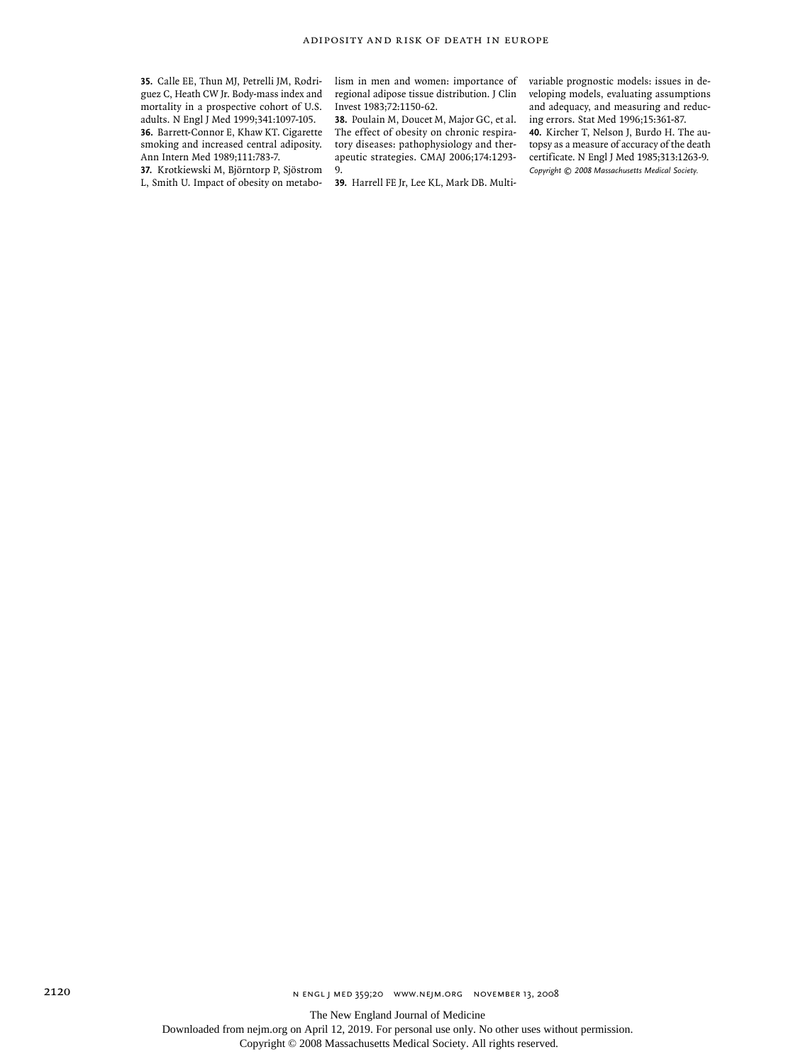35. Calle EE, Thun MJ, Petrelli JM, Rodriguez C, Heath CW Jr. Body-mass index and mortality in a prospective cohort of U.S. adults. N Engl J Med 1999;341:1097-105.

36. Barrett-Connor E, Khaw KT. Cigarette smoking and increased central adiposity. Ann Intern Med 1989;111:783-7.

37. Krotkiewski M, Björntorp P, Sjöstrom L, Smith U. Impact of obesity on metabolism in men and women: importance of regional adipose tissue distribution. J Clin Invest 1983;72:1150-62.

38. Poulain M, Doucet M, Major GC, et al. The effect of obesity on chronic respiratory diseases: pathophysiology and therapeutic strategies. CMAJ 2006;174:1293-9.

39. Harrell FE Jr, Lee KL, Mark DB. Multivariable prognostic models: issues in developing models, evaluating assumptions and adequacy, and measuring and reducing errors. Stat Med 1996;15:361-87.

40. Kircher T, Nelson J, Burdo H. The autopsy as a measure of accuracy of the death certificate. N Engl J Med 1985;313:1263-9.

*Copyright © 2008 Massachusetts Medical Society.*